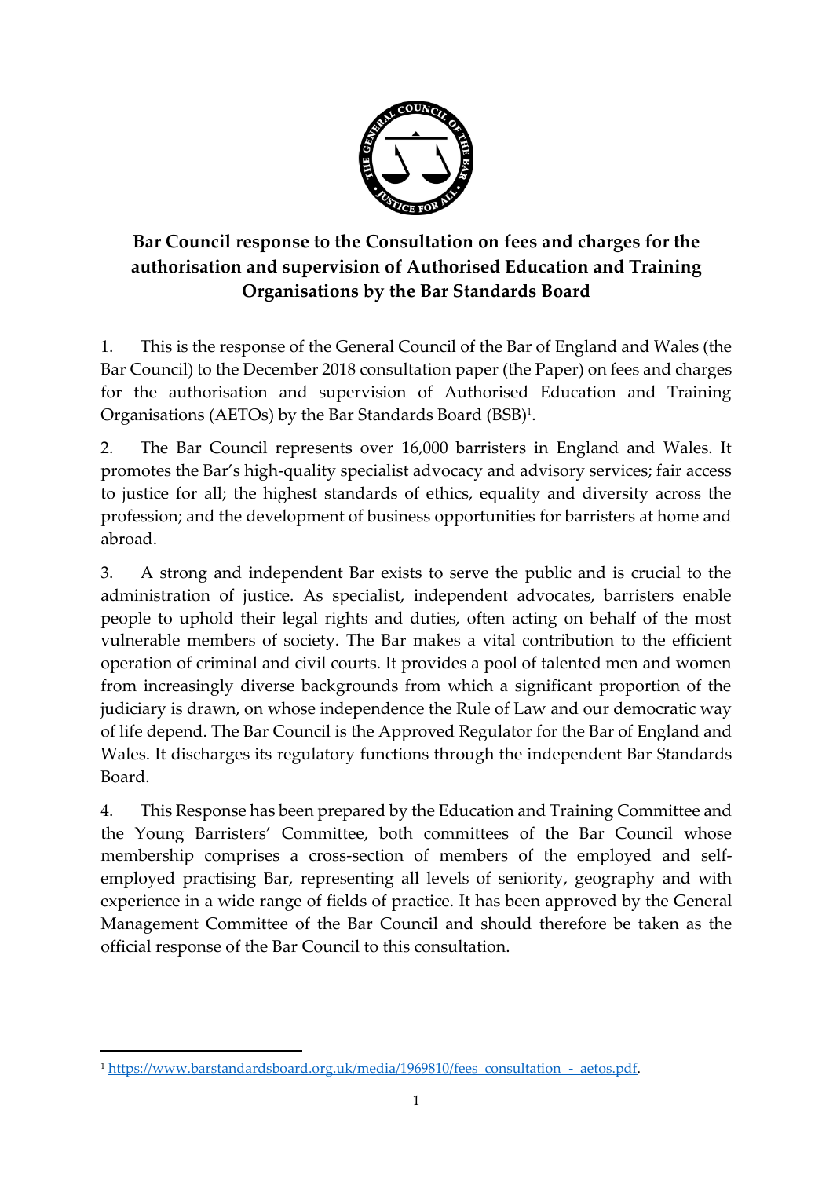# Bar Council response to the Consultation on fees and charges for the authorisation and supervision of Authorised Education and Training Organisations by the Bar Standards Board

1. This is the response of the General Council of the Bar of England and Wales (the Bar Council) to the December 2018 consultation paper (the Paper) on fees and charges for the authorisation and supervision of Authorised Education and Training Organisations (AETOs) by the Bar Standards Board (BSB)[1].

2. The Bar Council represents over 16,000 barristers in England and Wales. It promotes the Bar's high-quality specialist advocacy and advisory services; fair access to justice for all; the highest standards of ethics, equality and diversity across the profession; and the development of business opportunities for barristers at home and abroad.

3. A strong and independent Bar exists to serve the public and is crucial to the administration of justice. As specialist, independent advocates, barristers enable people to uphold their legal rights and duties, often acting on behalf of the most vulnerable members of society. The Bar makes a vital contribution to the efficient operation of criminal and civil courts. It provides a pool of talented men and women from increasingly diverse backgrounds from which a significant proportion of the judiciary is drawn, on whose independence the Rule of Law and our democratic way of life depend. The Bar Council is the Approved Regulator for the Bar of England and Wales. It discharges its regulatory functions through the independent Bar Standards Board.

4. This Response has been prepared by the Education and Training Committee and the Young Barristers' Committee, both committees of the Bar Council whose membership comprises a cross-section of members of the employed and self-employed practising Bar, representing all levels of seniority, geography and with experience in a wide range of fields of practice. It has been approved by the General Management Committee of the Bar Council and should therefore be taken as the official response of the Bar Council to this consultation.

[1] https://www.barstandardsboard.org.uk/media/1969810/fees_consultation_-_aetos.pdf.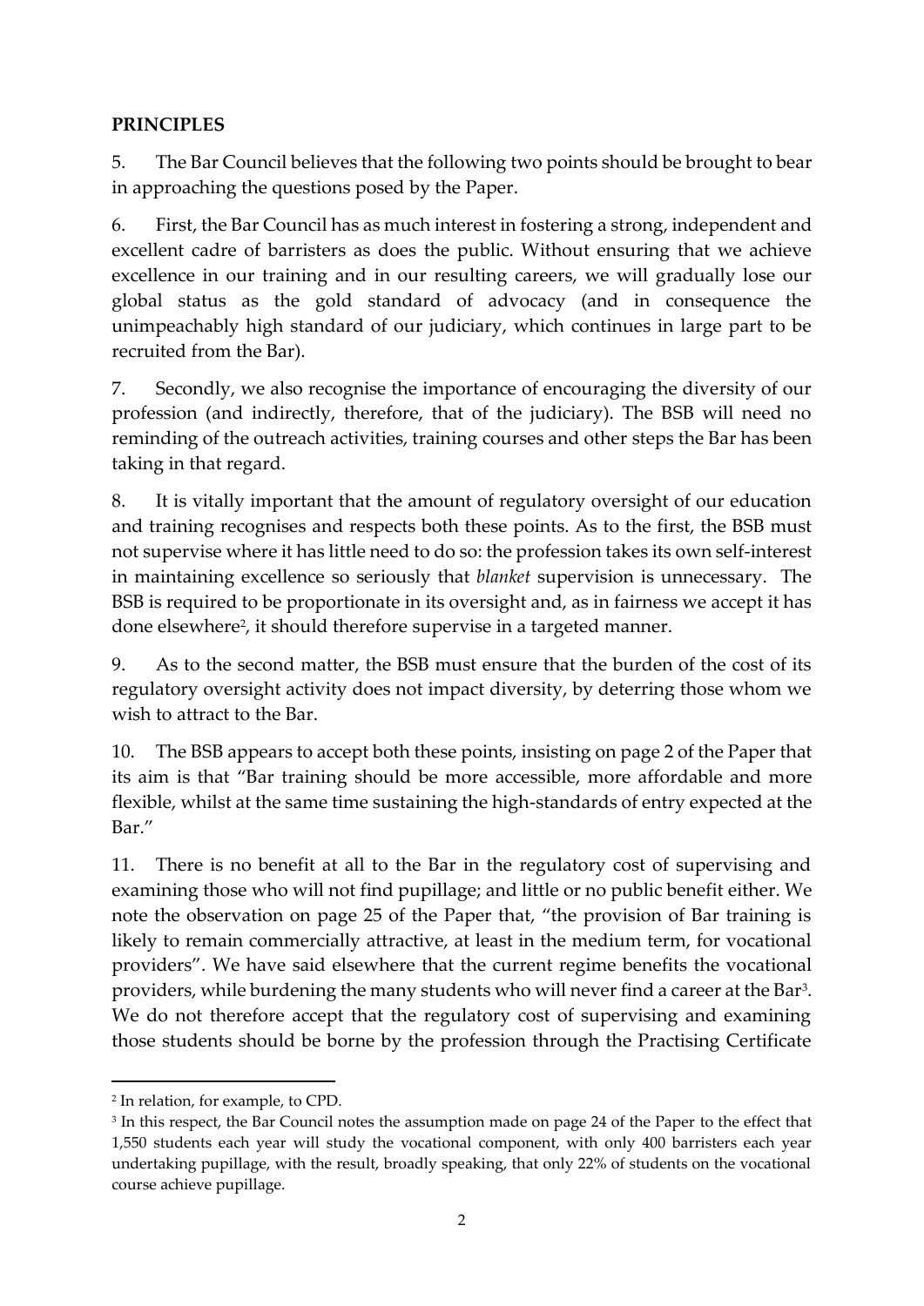## PRINCIPLES

5. The Bar Council believes that the following two points should be brought to bear in approaching the questions posed by the Paper.

6. First, the Bar Council has as much interest in fostering a strong, independent and excellent cadre of barristers as does the public. Without ensuring that we achieve excellence in our training and in our resulting careers, we will gradually lose our global status as the gold standard of advocacy (and in consequence the unimpeachably high standard of our judiciary, which continues in large part to be recruited from the Bar).

7. Secondly, we also recognise the importance of encouraging the diversity of our profession (and indirectly, therefore, that of the judiciary). The BSB will need no reminding of the outreach activities, training courses and other steps the Bar has been taking in that regard.

8. It is vitally important that the amount of regulatory oversight of our education and training recognises and respects both these points. As to the first, the BSB must not supervise where it has little need to do so: the profession takes its own self-interest in maintaining excellence so seriously that *blanket* supervision is unnecessary. The BSB is required to be proportionate in its oversight and, as in fairness we accept it has done elsewhere[2], it should therefore supervise in a targeted manner.

9. As to the second matter, the BSB must ensure that the burden of the cost of its regulatory oversight activity does not impact diversity, by deterring those whom we wish to attract to the Bar.

10. The BSB appears to accept both these points, insisting on page 2 of the Paper that its aim is that "Bar training should be more accessible, more affordable and more flexible, whilst at the same time sustaining the high-standards of entry expected at the Bar."

11. There is no benefit at all to the Bar in the regulatory cost of supervising and examining those who will not find pupillage; and little or no public benefit either. We note the observation on page 25 of the Paper that, "the provision of Bar training is likely to remain commercially attractive, at least in the medium term, for vocational providers". We have said elsewhere that the current regime benefits the vocational providers, while burdening the many students who will never find a career at the Bar[3]. We do not therefore accept that the regulatory cost of supervising and examining those students should be borne by the profession through the Practising Certificate

---

[2] In relation, for example, to CPD.

[3] In this respect, the Bar Council notes the assumption made on page 24 of the Paper to the effect that 1,550 students each year will study the vocational component, with only 400 barristers each year undertaking pupillage, with the result, broadly speaking, that only 22% of students on the vocational course achieve pupillage.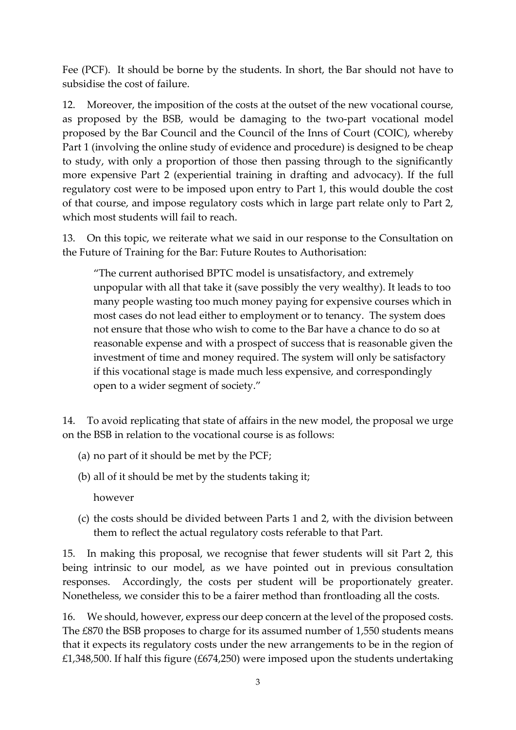Fee (PCF). It should be borne by the students. In short, the Bar should not have to subsidise the cost of failure.

12. Moreover, the imposition of the costs at the outset of the new vocational course, as proposed by the BSB, would be damaging to the two-part vocational model proposed by the Bar Council and the Council of the Inns of Court (COIC), whereby Part 1 (involving the online study of evidence and procedure) is designed to be cheap to study, with only a proportion of those then passing through to the significantly more expensive Part 2 (experiential training in drafting and advocacy). If the full regulatory cost were to be imposed upon entry to Part 1, this would double the cost of that course, and impose regulatory costs which in large part relate only to Part 2, which most students will fail to reach.

13. On this topic, we reiterate what we said in our response to the Consultation on the Future of Training for the Bar: Future Routes to Authorisation:

> "The current authorised BPTC model is unsatisfactory, and extremely unpopular with all that take it (save possibly the very wealthy). It leads to too many people wasting too much money paying for expensive courses which in most cases do not lead either to employment or to tenancy. The system does not ensure that those who wish to come to the Bar have a chance to do so at reasonable expense and with a prospect of success that is reasonable given the investment of time and money required. The system will only be satisfactory if this vocational stage is made much less expensive, and correspondingly open to a wider segment of society."

14. To avoid replicating that state of affairs in the new model, the proposal we urge on the BSB in relation to the vocational course is as follows:

(a) no part of it should be met by the PCF;

(b) all of it should be met by the students taking it;

however

(c) the costs should be divided between Parts 1 and 2, with the division between them to reflect the actual regulatory costs referable to that Part.

15. In making this proposal, we recognise that fewer students will sit Part 2, this being intrinsic to our model, as we have pointed out in previous consultation responses. Accordingly, the costs per student will be proportionately greater. Nonetheless, we consider this to be a fairer method than frontloading all the costs.

16. We should, however, express our deep concern at the level of the proposed costs. The £870 the BSB proposes to charge for its assumed number of 1,550 students means that it expects its regulatory costs under the new arrangements to be in the region of £1,348,500. If half this figure (£674,250) were imposed upon the students undertaking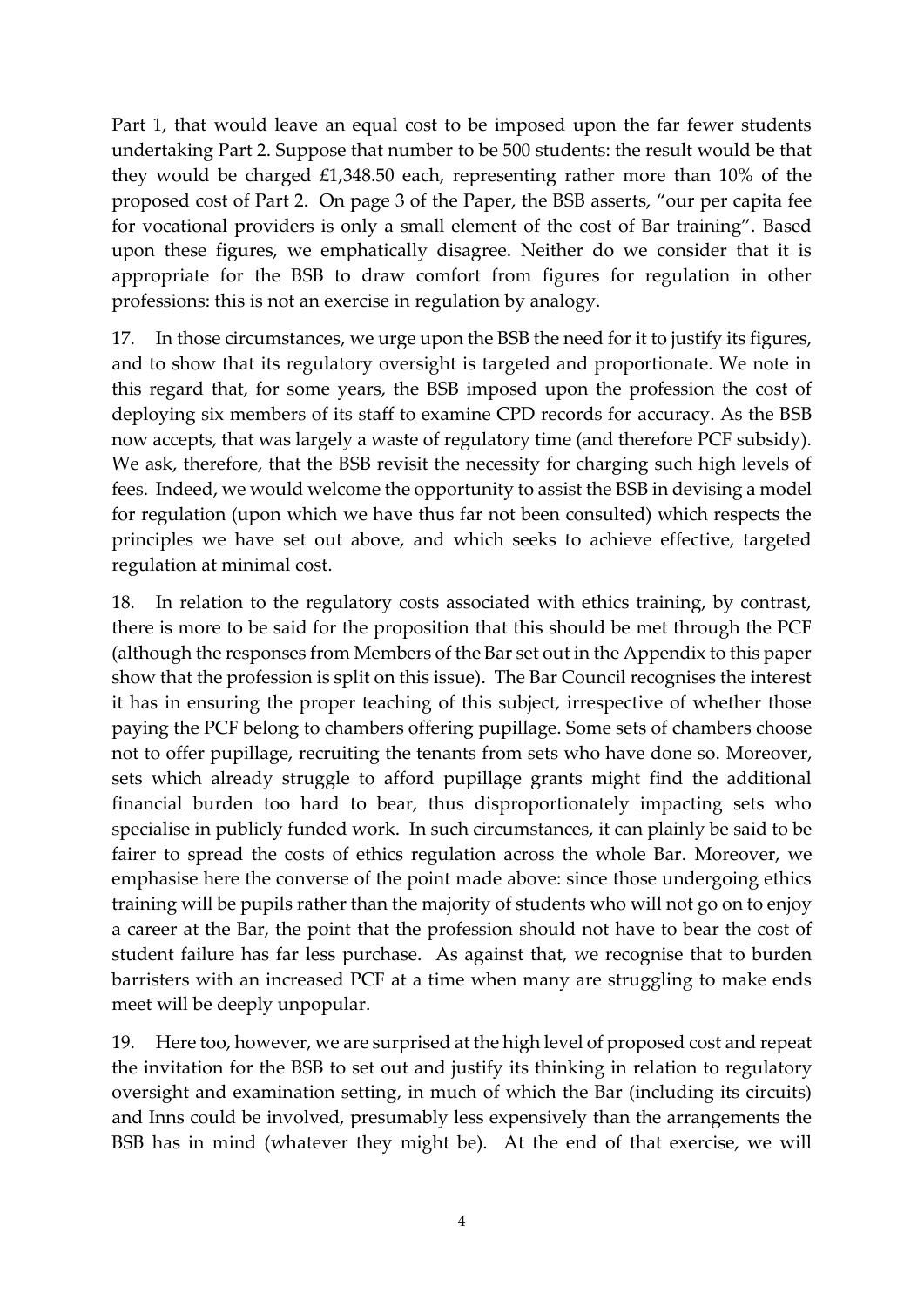Part 1, that would leave an equal cost to be imposed upon the far fewer students undertaking Part 2. Suppose that number to be 500 students: the result would be that they would be charged £1,348.50 each, representing rather more than 10% of the proposed cost of Part 2. On page 3 of the Paper, the BSB asserts, "our per capita fee for vocational providers is only a small element of the cost of Bar training". Based upon these figures, we emphatically disagree. Neither do we consider that it is appropriate for the BSB to draw comfort from figures for regulation in other professions: this is not an exercise in regulation by analogy.

17. In those circumstances, we urge upon the BSB the need for it to justify its figures, and to show that its regulatory oversight is targeted and proportionate. We note in this regard that, for some years, the BSB imposed upon the profession the cost of deploying six members of its staff to examine CPD records for accuracy. As the BSB now accepts, that was largely a waste of regulatory time (and therefore PCF subsidy). We ask, therefore, that the BSB revisit the necessity for charging such high levels of fees. Indeed, we would welcome the opportunity to assist the BSB in devising a model for regulation (upon which we have thus far not been consulted) which respects the principles we have set out above, and which seeks to achieve effective, targeted regulation at minimal cost.

18. In relation to the regulatory costs associated with ethics training, by contrast, there is more to be said for the proposition that this should be met through the PCF (although the responses from Members of the Bar set out in the Appendix to this paper show that the profession is split on this issue). The Bar Council recognises the interest it has in ensuring the proper teaching of this subject, irrespective of whether those paying the PCF belong to chambers offering pupillage. Some sets of chambers choose not to offer pupillage, recruiting the tenants from sets who have done so. Moreover, sets which already struggle to afford pupillage grants might find the additional financial burden too hard to bear, thus disproportionately impacting sets who specialise in publicly funded work. In such circumstances, it can plainly be said to be fairer to spread the costs of ethics regulation across the whole Bar. Moreover, we emphasise here the converse of the point made above: since those undergoing ethics training will be pupils rather than the majority of students who will not go on to enjoy a career at the Bar, the point that the profession should not have to bear the cost of student failure has far less purchase. As against that, we recognise that to burden barristers with an increased PCF at a time when many are struggling to make ends meet will be deeply unpopular.

19. Here too, however, we are surprised at the high level of proposed cost and repeat the invitation for the BSB to set out and justify its thinking in relation to regulatory oversight and examination setting, in much of which the Bar (including its circuits) and Inns could be involved, presumably less expensively than the arrangements the BSB has in mind (whatever they might be). At the end of that exercise, we will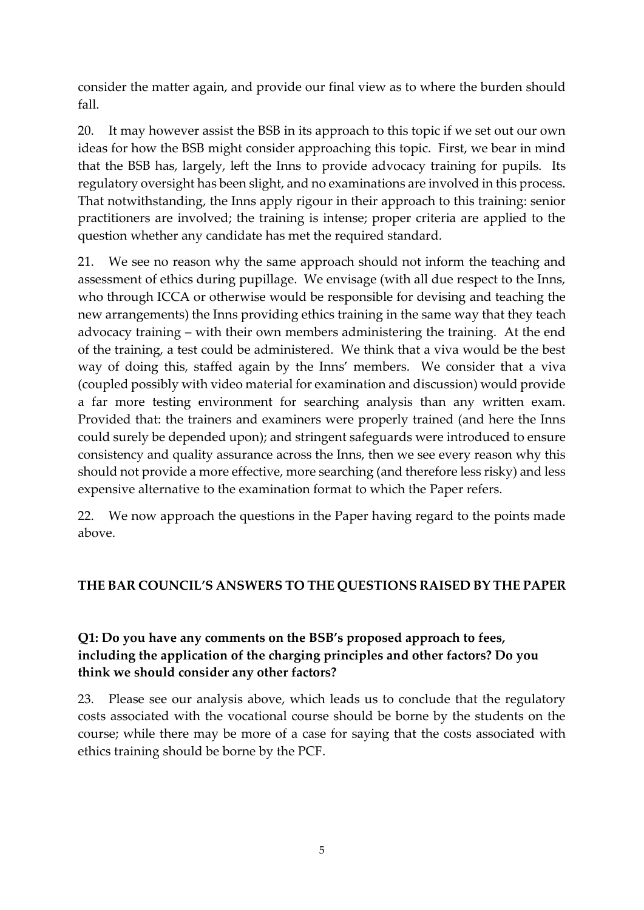consider the matter again, and provide our final view as to where the burden should fall.

20. It may however assist the BSB in its approach to this topic if we set out our own ideas for how the BSB might consider approaching this topic. First, we bear in mind that the BSB has, largely, left the Inns to provide advocacy training for pupils. Its regulatory oversight has been slight, and no examinations are involved in this process. That notwithstanding, the Inns apply rigour in their approach to this training: senior practitioners are involved; the training is intense; proper criteria are applied to the question whether any candidate has met the required standard.

21. We see no reason why the same approach should not inform the teaching and assessment of ethics during pupillage. We envisage (with all due respect to the Inns, who through ICCA or otherwise would be responsible for devising and teaching the new arrangements) the Inns providing ethics training in the same way that they teach advocacy training – with their own members administering the training. At the end of the training, a test could be administered. We think that a viva would be the best way of doing this, staffed again by the Inns' members. We consider that a viva (coupled possibly with video material for examination and discussion) would provide a far more testing environment for searching analysis than any written exam. Provided that: the trainers and examiners were properly trained (and here the Inns could surely be depended upon); and stringent safeguards were introduced to ensure consistency and quality assurance across the Inns, then we see every reason why this should not provide a more effective, more searching (and therefore less risky) and less expensive alternative to the examination format to which the Paper refers.

22. We now approach the questions in the Paper having regard to the points made above.

## THE BAR COUNCIL'S ANSWERS TO THE QUESTIONS RAISED BY THE PAPER

### Q1: Do you have any comments on the BSB's proposed approach to fees, including the application of the charging principles and other factors? Do you think we should consider any other factors?

23. Please see our analysis above, which leads us to conclude that the regulatory costs associated with the vocational course should be borne by the students on the course; while there may be more of a case for saying that the costs associated with ethics training should be borne by the PCF.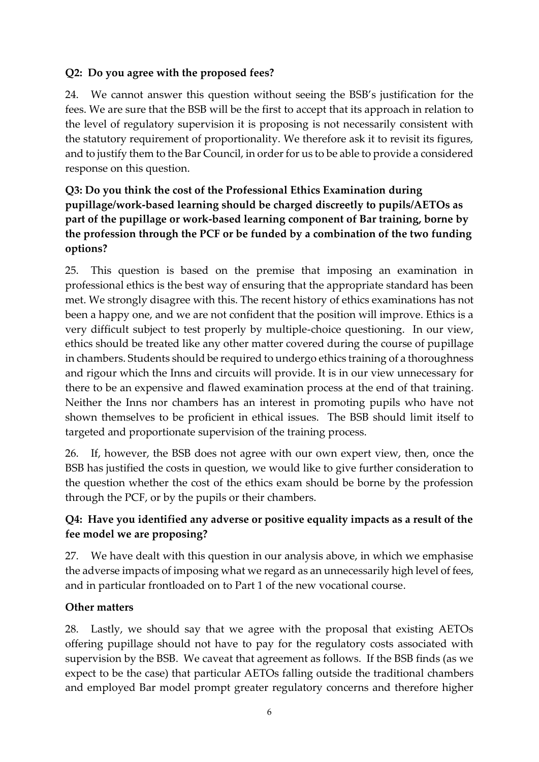**Q2: Do you agree with the proposed fees?**

24. We cannot answer this question without seeing the BSB's justification for the fees. We are sure that the BSB will be the first to accept that its approach in relation to the level of regulatory supervision it is proposing is not necessarily consistent with the statutory requirement of proportionality. We therefore ask it to revisit its figures, and to justify them to the Bar Council, in order for us to be able to provide a considered response on this question.

**Q3: Do you think the cost of the Professional Ethics Examination during pupillage/work-based learning should be charged discreetly to pupils/AETOs as part of the pupillage or work-based learning component of Bar training, borne by the profession through the PCF or be funded by a combination of the two funding options?**

25. This question is based on the premise that imposing an examination in professional ethics is the best way of ensuring that the appropriate standard has been met. We strongly disagree with this. The recent history of ethics examinations has not been a happy one, and we are not confident that the position will improve. Ethics is a very difficult subject to test properly by multiple-choice questioning. In our view, ethics should be treated like any other matter covered during the course of pupillage in chambers. Students should be required to undergo ethics training of a thoroughness and rigour which the Inns and circuits will provide. It is in our view unnecessary for there to be an expensive and flawed examination process at the end of that training. Neither the Inns nor chambers has an interest in promoting pupils who have not shown themselves to be proficient in ethical issues. The BSB should limit itself to targeted and proportionate supervision of the training process.

26. If, however, the BSB does not agree with our own expert view, then, once the BSB has justified the costs in question, we would like to give further consideration to the question whether the cost of the ethics exam should be borne by the profession through the PCF, or by the pupils or their chambers.

**Q4: Have you identified any adverse or positive equality impacts as a result of the fee model we are proposing?**

27. We have dealt with this question in our analysis above, in which we emphasise the adverse impacts of imposing what we regard as an unnecessarily high level of fees, and in particular frontloaded on to Part 1 of the new vocational course.

**Other matters**

28. Lastly, we should say that we agree with the proposal that existing AETOs offering pupillage should not have to pay for the regulatory costs associated with supervision by the BSB. We caveat that agreement as follows. If the BSB finds (as we expect to be the case) that particular AETOs falling outside the traditional chambers and employed Bar model prompt greater regulatory concerns and therefore higher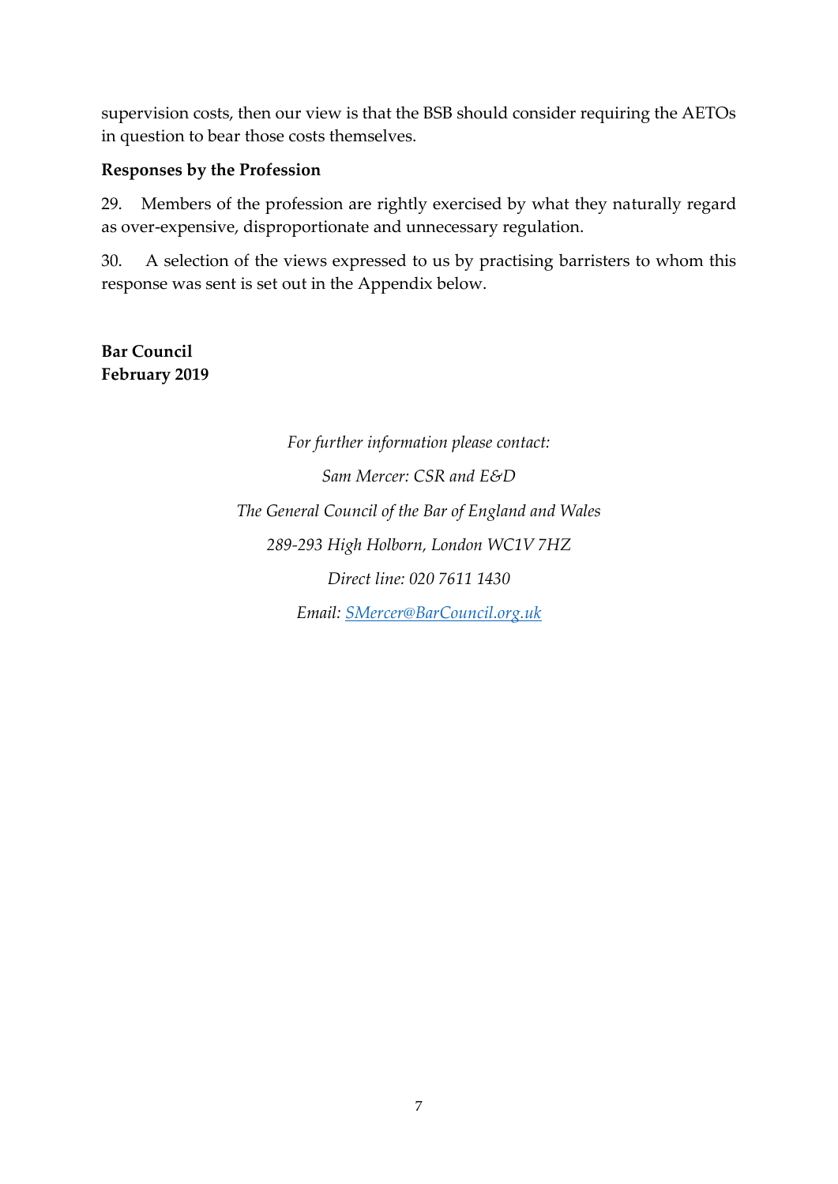supervision costs, then our view is that the BSB should consider requiring the AETOs in question to bear those costs themselves.

**Responses by the Profession**

29. Members of the profession are rightly exercised by what they naturally regard as over-expensive, disproportionate and unnecessary regulation.

30. A selection of the views expressed to us by practising barristers to whom this response was sent is set out in the Appendix below.

**Bar Council**
**February 2019**

*For further information please contact:*

*Sam Mercer: CSR and E&D*

*The General Council of the Bar of England and Wales*

*289-293 High Holborn, London WC1V 7HZ*

*Direct line: 020 7611 1430*

*Email: SMercer@BarCouncil.org.uk*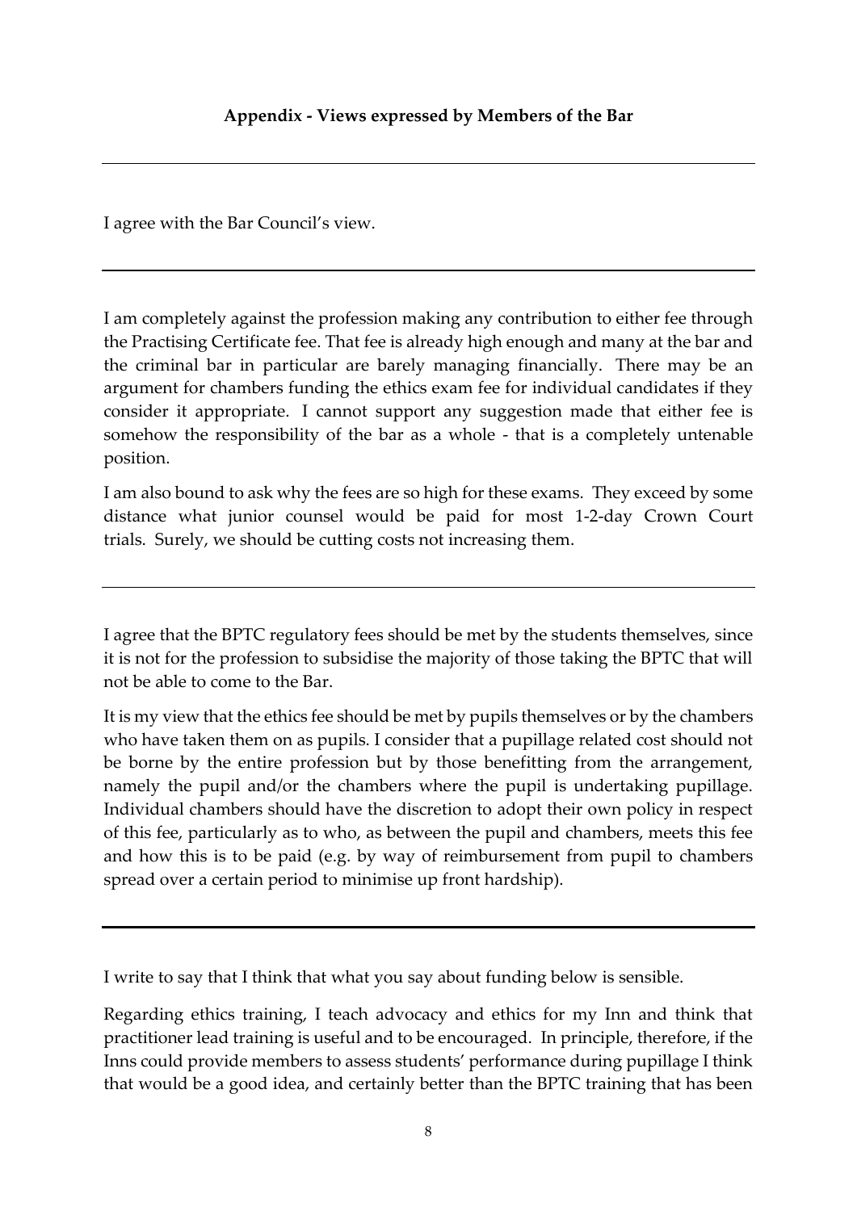**Appendix - Views expressed by Members of the Bar**

---

I agree with the Bar Council's view.

---

I am completely against the profession making any contribution to either fee through the Practising Certificate fee. That fee is already high enough and many at the bar and the criminal bar in particular are barely managing financially. There may be an argument for chambers funding the ethics exam fee for individual candidates if they consider it appropriate. I cannot support any suggestion made that either fee is somehow the responsibility of the bar as a whole - that is a completely untenable position.

I am also bound to ask why the fees are so high for these exams. They exceed by some distance what junior counsel would be paid for most 1-2-day Crown Court trials. Surely, we should be cutting costs not increasing them.

---

I agree that the BPTC regulatory fees should be met by the students themselves, since it is not for the profession to subsidise the majority of those taking the BPTC that will not be able to come to the Bar.

It is my view that the ethics fee should be met by pupils themselves or by the chambers who have taken them on as pupils. I consider that a pupillage related cost should not be borne by the entire profession but by those benefitting from the arrangement, namely the pupil and/or the chambers where the pupil is undertaking pupillage. Individual chambers should have the discretion to adopt their own policy in respect of this fee, particularly as to who, as between the pupil and chambers, meets this fee and how this is to be paid (e.g. by way of reimbursement from pupil to chambers spread over a certain period to minimise up front hardship).

---

I write to say that I think that what you say about funding below is sensible.

Regarding ethics training, I teach advocacy and ethics for my Inn and think that practitioner lead training is useful and to be encouraged. In principle, therefore, if the Inns could provide members to assess students' performance during pupillage I think that would be a good idea, and certainly better than the BPTC training that has been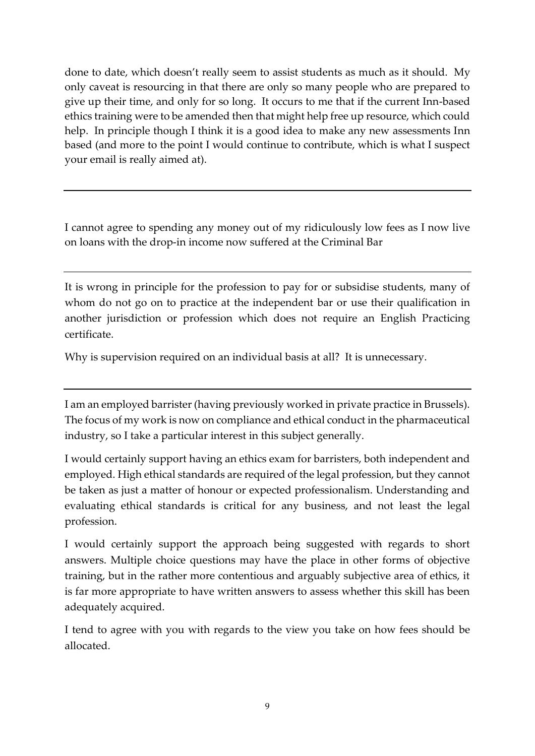done to date, which doesn't really seem to assist students as much as it should. My only caveat is resourcing in that there are only so many people who are prepared to give up their time, and only for so long. It occurs to me that if the current Inn-based ethics training were to be amended then that might help free up resource, which could help. In principle though I think it is a good idea to make any new assessments Inn based (and more to the point I would continue to contribute, which is what I suspect your email is really aimed at).

---

I cannot agree to spending any money out of my ridiculously low fees as I now live on loans with the drop-in income now suffered at the Criminal Bar

---

It is wrong in principle for the profession to pay for or subsidise students, many of whom do not go on to practice at the independent bar or use their qualification in another jurisdiction or profession which does not require an English Practicing certificate.

Why is supervision required on an individual basis at all? It is unnecessary.

---

I am an employed barrister (having previously worked in private practice in Brussels). The focus of my work is now on compliance and ethical conduct in the pharmaceutical industry, so I take a particular interest in this subject generally.

I would certainly support having an ethics exam for barristers, both independent and employed. High ethical standards are required of the legal profession, but they cannot be taken as just a matter of honour or expected professionalism. Understanding and evaluating ethical standards is critical for any business, and not least the legal profession.

I would certainly support the approach being suggested with regards to short answers. Multiple choice questions may have the place in other forms of objective training, but in the rather more contentious and arguably subjective area of ethics, it is far more appropriate to have written answers to assess whether this skill has been adequately acquired.

I tend to agree with you with regards to the view you take on how fees should be allocated.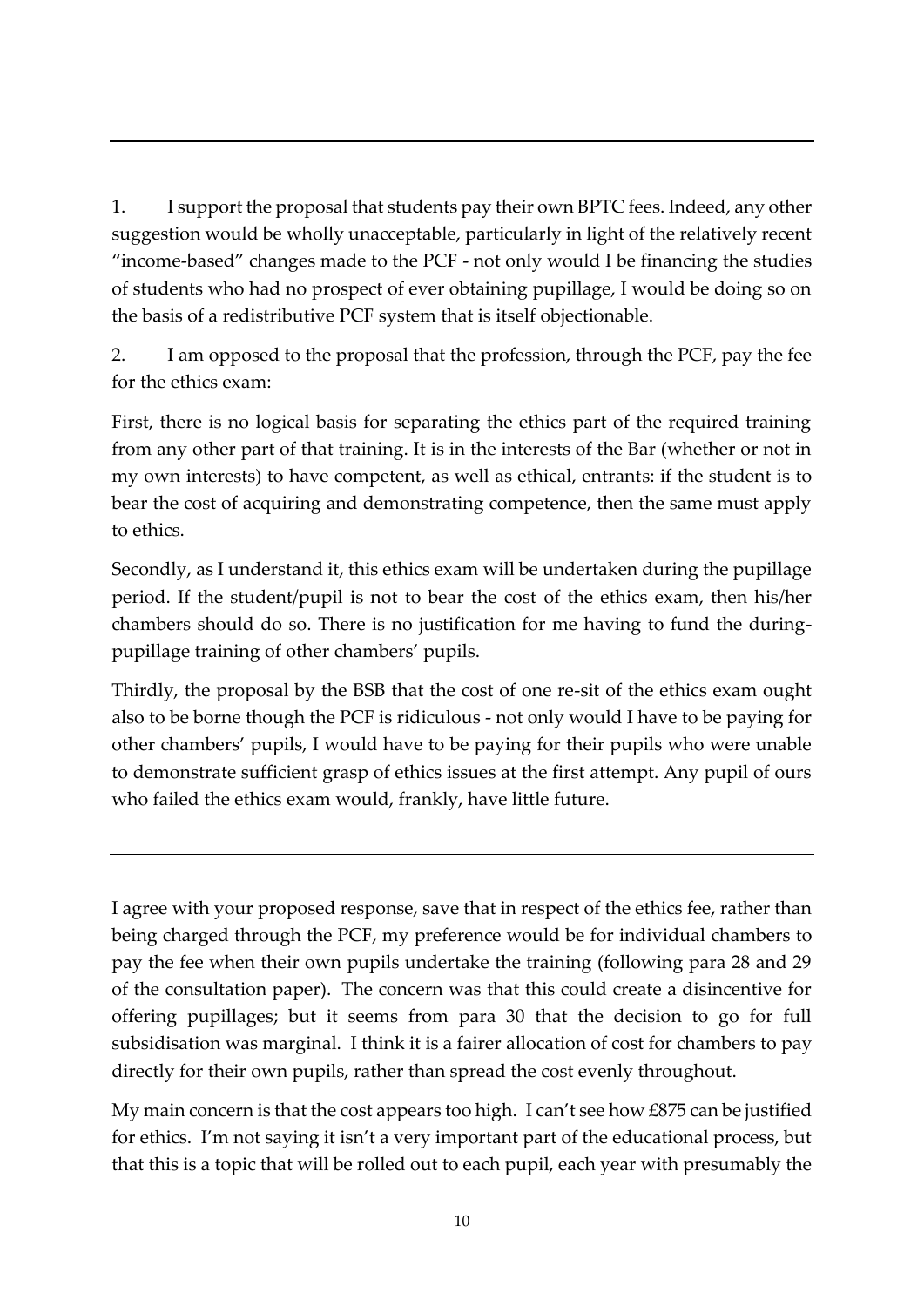---

1. I support the proposal that students pay their own BPTC fees. Indeed, any other suggestion would be wholly unacceptable, particularly in light of the relatively recent "income-based" changes made to the PCF - not only would I be financing the studies of students who had no prospect of ever obtaining pupillage, I would be doing so on the basis of a redistributive PCF system that is itself objectionable.

2. I am opposed to the proposal that the profession, through the PCF, pay the fee for the ethics exam:

First, there is no logical basis for separating the ethics part of the required training from any other part of that training. It is in the interests of the Bar (whether or not in my own interests) to have competent, as well as ethical, entrants: if the student is to bear the cost of acquiring and demonstrating competence, then the same must apply to ethics.

Secondly, as I understand it, this ethics exam will be undertaken during the pupillage period. If the student/pupil is not to bear the cost of the ethics exam, then his/her chambers should do so. There is no justification for me having to fund the during-pupillage training of other chambers' pupils.

Thirdly, the proposal by the BSB that the cost of one re-sit of the ethics exam ought also to be borne though the PCF is ridiculous - not only would I have to be paying for other chambers' pupils, I would have to be paying for their pupils who were unable to demonstrate sufficient grasp of ethics issues at the first attempt. Any pupil of ours who failed the ethics exam would, frankly, have little future.

---

I agree with your proposed response, save that in respect of the ethics fee, rather than being charged through the PCF, my preference would be for individual chambers to pay the fee when their own pupils undertake the training (following para 28 and 29 of the consultation paper). The concern was that this could create a disincentive for offering pupillages; but it seems from para 30 that the decision to go for full subsidisation was marginal. I think it is a fairer allocation of cost for chambers to pay directly for their own pupils, rather than spread the cost evenly throughout.

My main concern is that the cost appears too high. I can't see how £875 can be justified for ethics. I'm not saying it isn't a very important part of the educational process, but that this is a topic that will be rolled out to each pupil, each year with presumably the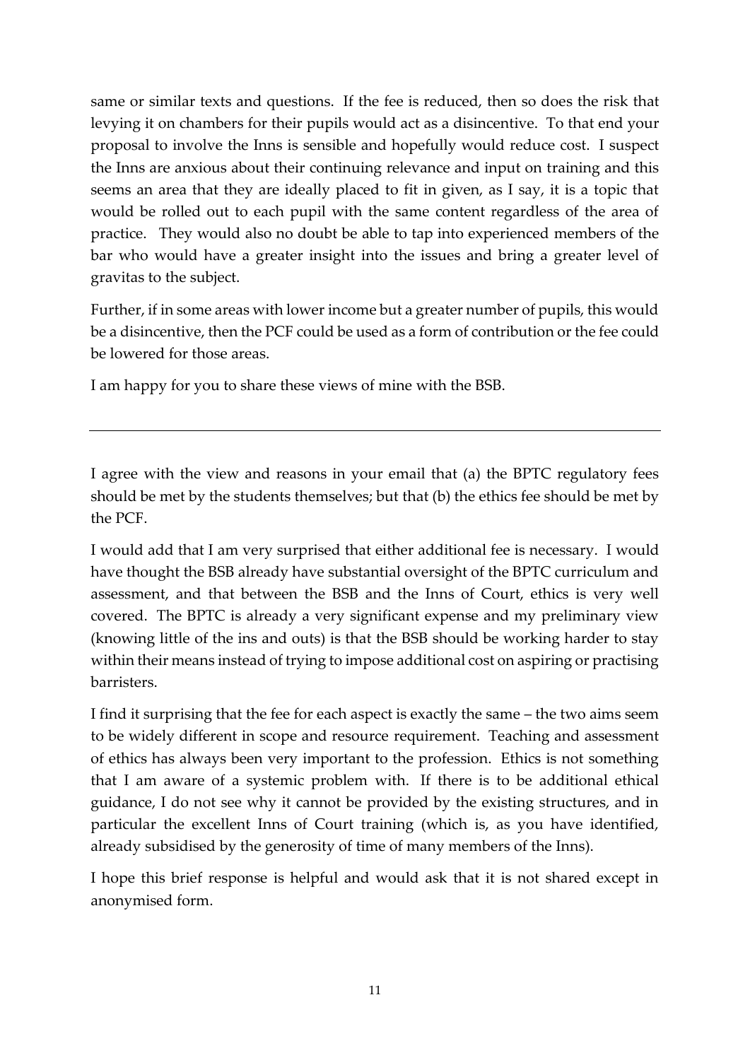same or similar texts and questions. If the fee is reduced, then so does the risk that levying it on chambers for their pupils would act as a disincentive. To that end your proposal to involve the Inns is sensible and hopefully would reduce cost. I suspect the Inns are anxious about their continuing relevance and input on training and this seems an area that they are ideally placed to fit in given, as I say, it is a topic that would be rolled out to each pupil with the same content regardless of the area of practice. They would also no doubt be able to tap into experienced members of the bar who would have a greater insight into the issues and bring a greater level of gravitas to the subject.

Further, if in some areas with lower income but a greater number of pupils, this would be a disincentive, then the PCF could be used as a form of contribution or the fee could be lowered for those areas.

I am happy for you to share these views of mine with the BSB.

---

I agree with the view and reasons in your email that (a) the BPTC regulatory fees should be met by the students themselves; but that (b) the ethics fee should be met by the PCF.

I would add that I am very surprised that either additional fee is necessary. I would have thought the BSB already have substantial oversight of the BPTC curriculum and assessment, and that between the BSB and the Inns of Court, ethics is very well covered. The BPTC is already a very significant expense and my preliminary view (knowing little of the ins and outs) is that the BSB should be working harder to stay within their means instead of trying to impose additional cost on aspiring or practising barristers.

I find it surprising that the fee for each aspect is exactly the same – the two aims seem to be widely different in scope and resource requirement. Teaching and assessment of ethics has always been very important to the profession. Ethics is not something that I am aware of a systemic problem with. If there is to be additional ethical guidance, I do not see why it cannot be provided by the existing structures, and in particular the excellent Inns of Court training (which is, as you have identified, already subsidised by the generosity of time of many members of the Inns).

I hope this brief response is helpful and would ask that it is not shared except in anonymised form.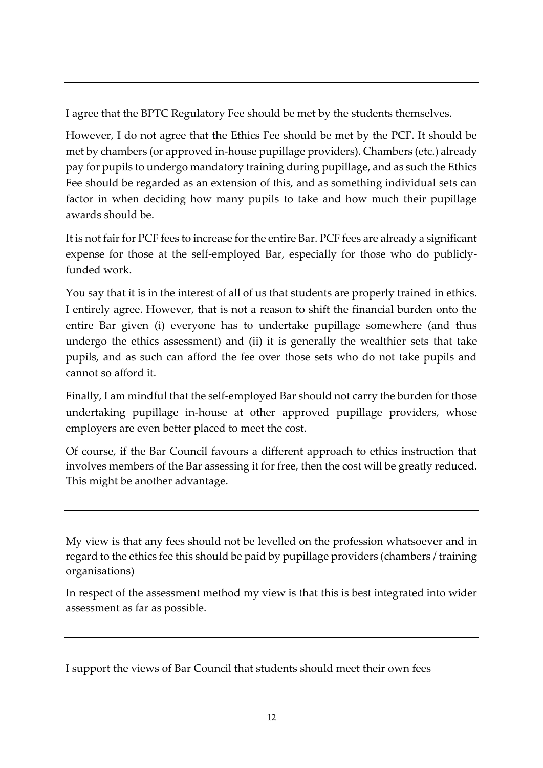---

I agree that the BPTC Regulatory Fee should be met by the students themselves.

However, I do not agree that the Ethics Fee should be met by the PCF. It should be met by chambers (or approved in-house pupillage providers). Chambers (etc.) already pay for pupils to undergo mandatory training during pupillage, and as such the Ethics Fee should be regarded as an extension of this, and as something individual sets can factor in when deciding how many pupils to take and how much their pupillage awards should be.

It is not fair for PCF fees to increase for the entire Bar. PCF fees are already a significant expense for those at the self-employed Bar, especially for those who do publicly-funded work.

You say that it is in the interest of all of us that students are properly trained in ethics. I entirely agree. However, that is not a reason to shift the financial burden onto the entire Bar given (i) everyone has to undertake pupillage somewhere (and thus undergo the ethics assessment) and (ii) it is generally the wealthier sets that take pupils, and as such can afford the fee over those sets who do not take pupils and cannot so afford it.

Finally, I am mindful that the self-employed Bar should not carry the burden for those undertaking pupillage in-house at other approved pupillage providers, whose employers are even better placed to meet the cost.

Of course, if the Bar Council favours a different approach to ethics instruction that involves members of the Bar assessing it for free, then the cost will be greatly reduced. This might be another advantage.

---

My view is that any fees should not be levelled on the profession whatsoever and in regard to the ethics fee this should be paid by pupillage providers (chambers / training organisations)

In respect of the assessment method my view is that this is best integrated into wider assessment as far as possible.

---

I support the views of Bar Council that students should meet their own fees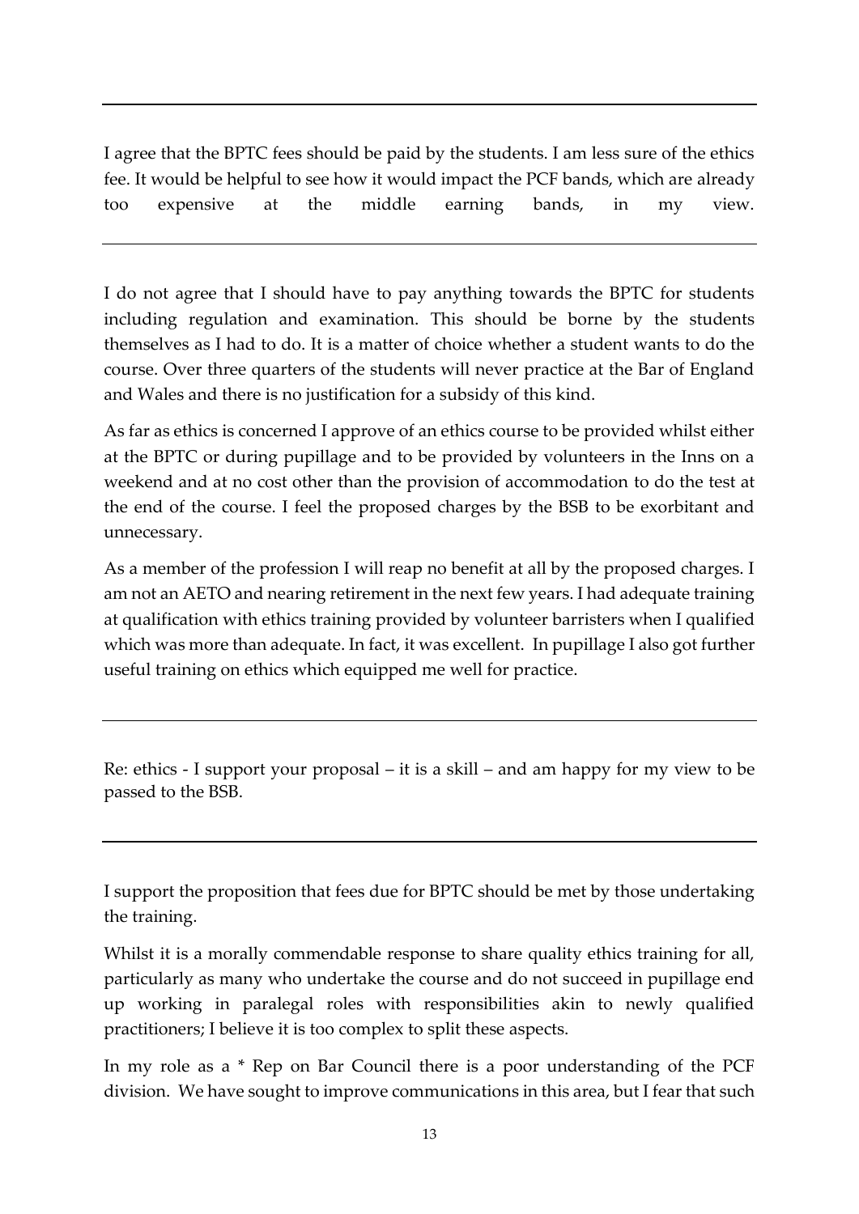---

I agree that the BPTC fees should be paid by the students. I am less sure of the ethics fee. It would be helpful to see how it would impact the PCF bands, which are already too expensive at the middle earning bands, in my view.

---

I do not agree that I should have to pay anything towards the BPTC for students including regulation and examination. This should be borne by the students themselves as I had to do. It is a matter of choice whether a student wants to do the course. Over three quarters of the students will never practice at the Bar of England and Wales and there is no justification for a subsidy of this kind.

As far as ethics is concerned I approve of an ethics course to be provided whilst either at the BPTC or during pupillage and to be provided by volunteers in the Inns on a weekend and at no cost other than the provision of accommodation to do the test at the end of the course. I feel the proposed charges by the BSB to be exorbitant and unnecessary.

As a member of the profession I will reap no benefit at all by the proposed charges. I am not an AETO and nearing retirement in the next few years. I had adequate training at qualification with ethics training provided by volunteer barristers when I qualified which was more than adequate. In fact, it was excellent. In pupillage I also got further useful training on ethics which equipped me well for practice.

---

Re: ethics - I support your proposal – it is a skill – and am happy for my view to be passed to the BSB.

---

I support the proposition that fees due for BPTC should be met by those undertaking the training.

Whilst it is a morally commendable response to share quality ethics training for all, particularly as many who undertake the course and do not succeed in pupillage end up working in paralegal roles with responsibilities akin to newly qualified practitioners; I believe it is too complex to split these aspects.

In my role as a * Rep on Bar Council there is a poor understanding of the PCF division. We have sought to improve communications in this area, but I fear that such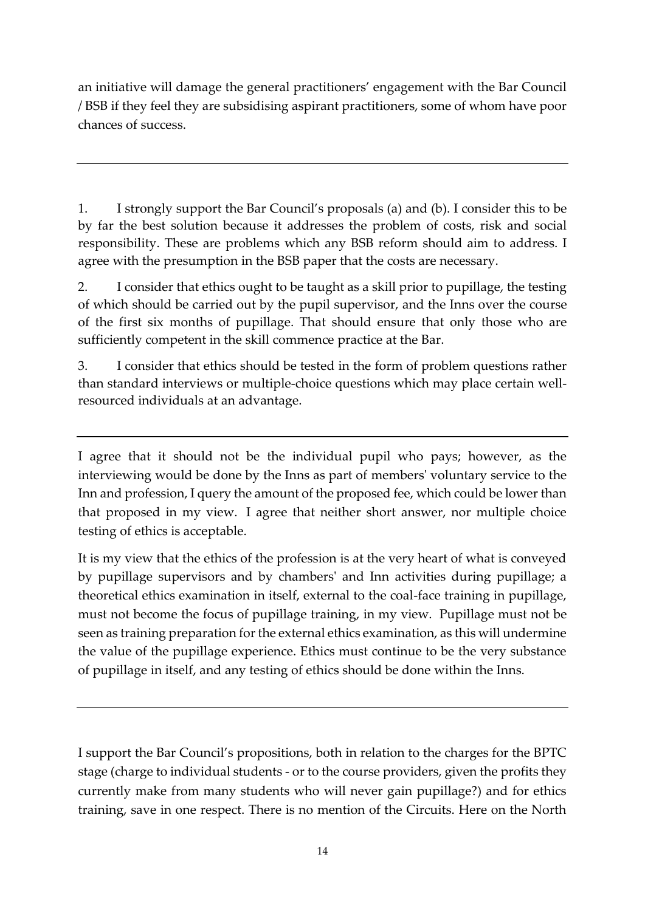an initiative will damage the general practitioners' engagement with the Bar Council / BSB if they feel they are subsidising aspirant practitioners, some of whom have poor chances of success.

---

1. I strongly support the Bar Council's proposals (a) and (b). I consider this to be by far the best solution because it addresses the problem of costs, risk and social responsibility. These are problems which any BSB reform should aim to address. I agree with the presumption in the BSB paper that the costs are necessary.

2. I consider that ethics ought to be taught as a skill prior to pupillage, the testing of which should be carried out by the pupil supervisor, and the Inns over the course of the first six months of pupillage. That should ensure that only those who are sufficiently competent in the skill commence practice at the Bar.

3. I consider that ethics should be tested in the form of problem questions rather than standard interviews or multiple-choice questions which may place certain well-resourced individuals at an advantage.

---

I agree that it should not be the individual pupil who pays; however, as the interviewing would be done by the Inns as part of members' voluntary service to the Inn and profession, I query the amount of the proposed fee, which could be lower than that proposed in my view. I agree that neither short answer, nor multiple choice testing of ethics is acceptable.

It is my view that the ethics of the profession is at the very heart of what is conveyed by pupillage supervisors and by chambers' and Inn activities during pupillage; a theoretical ethics examination in itself, external to the coal-face training in pupillage, must not become the focus of pupillage training, in my view. Pupillage must not be seen as training preparation for the external ethics examination, as this will undermine the value of the pupillage experience. Ethics must continue to be the very substance of pupillage in itself, and any testing of ethics should be done within the Inns.

---

I support the Bar Council's propositions, both in relation to the charges for the BPTC stage (charge to individual students - or to the course providers, given the profits they currently make from many students who will never gain pupillage?) and for ethics training, save in one respect. There is no mention of the Circuits. Here on the North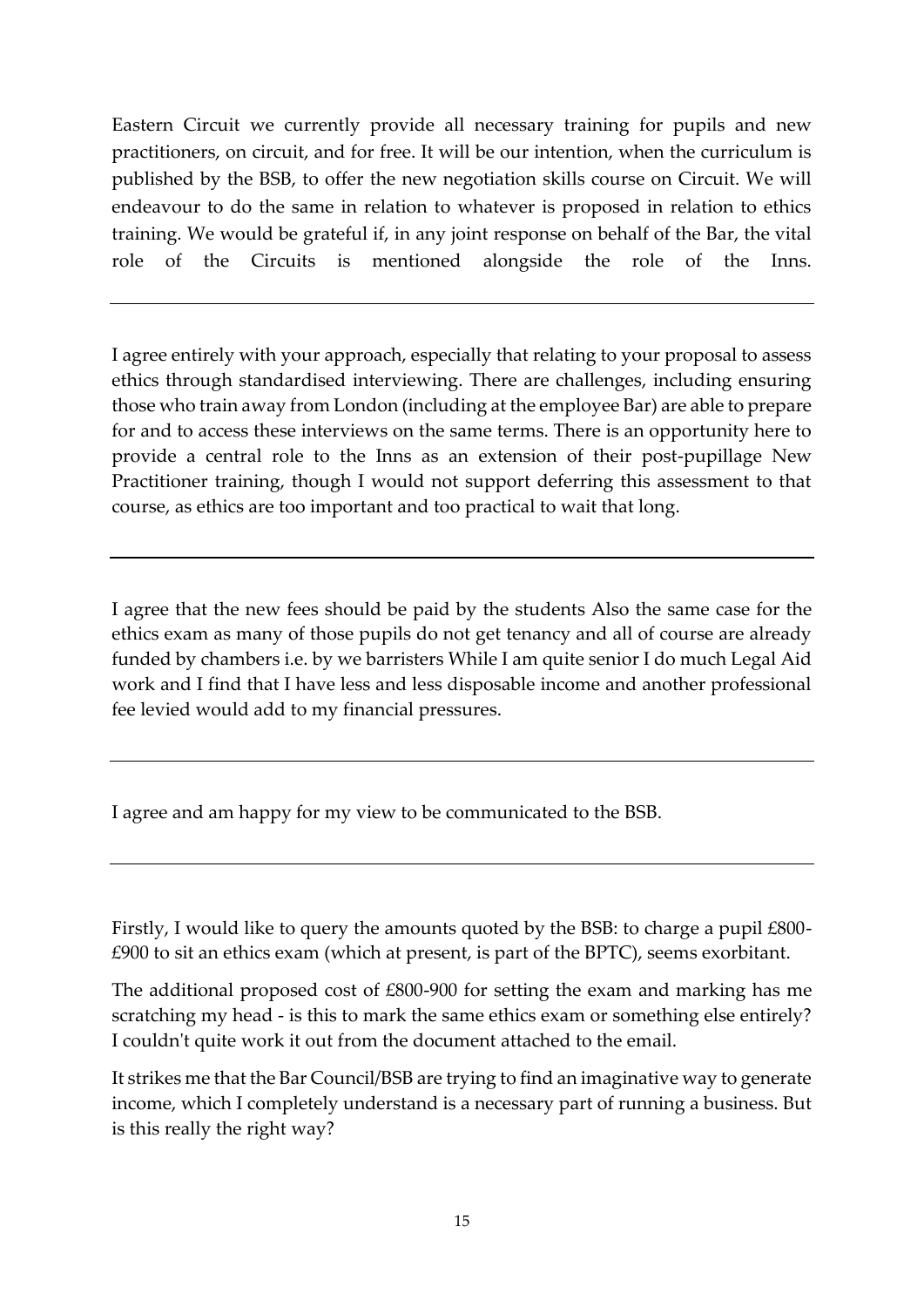Eastern Circuit we currently provide all necessary training for pupils and new practitioners, on circuit, and for free. It will be our intention, when the curriculum is published by the BSB, to offer the new negotiation skills course on Circuit. We will endeavour to do the same in relation to whatever is proposed in relation to ethics training. We would be grateful if, in any joint response on behalf of the Bar, the vital role of the Circuits is mentioned alongside the role of the Inns.

---

I agree entirely with your approach, especially that relating to your proposal to assess ethics through standardised interviewing. There are challenges, including ensuring those who train away from London (including at the employee Bar) are able to prepare for and to access these interviews on the same terms. There is an opportunity here to provide a central role to the Inns as an extension of their post-pupillage New Practitioner training, though I would not support deferring this assessment to that course, as ethics are too important and too practical to wait that long.

---

I agree that the new fees should be paid by the students Also the same case for the ethics exam as many of those pupils do not get tenancy and all of course are already funded by chambers i.e. by we barristers While I am quite senior I do much Legal Aid work and I find that I have less and less disposable income and another professional fee levied would add to my financial pressures.

---

I agree and am happy for my view to be communicated to the BSB.

---

Firstly, I would like to query the amounts quoted by the BSB: to charge a pupil £800-£900 to sit an ethics exam (which at present, is part of the BPTC), seems exorbitant.

The additional proposed cost of £800-900 for setting the exam and marking has me scratching my head - is this to mark the same ethics exam or something else entirely? I couldn't quite work it out from the document attached to the email.

It strikes me that the Bar Council/BSB are trying to find an imaginative way to generate income, which I completely understand is a necessary part of running a business. But is this really the right way?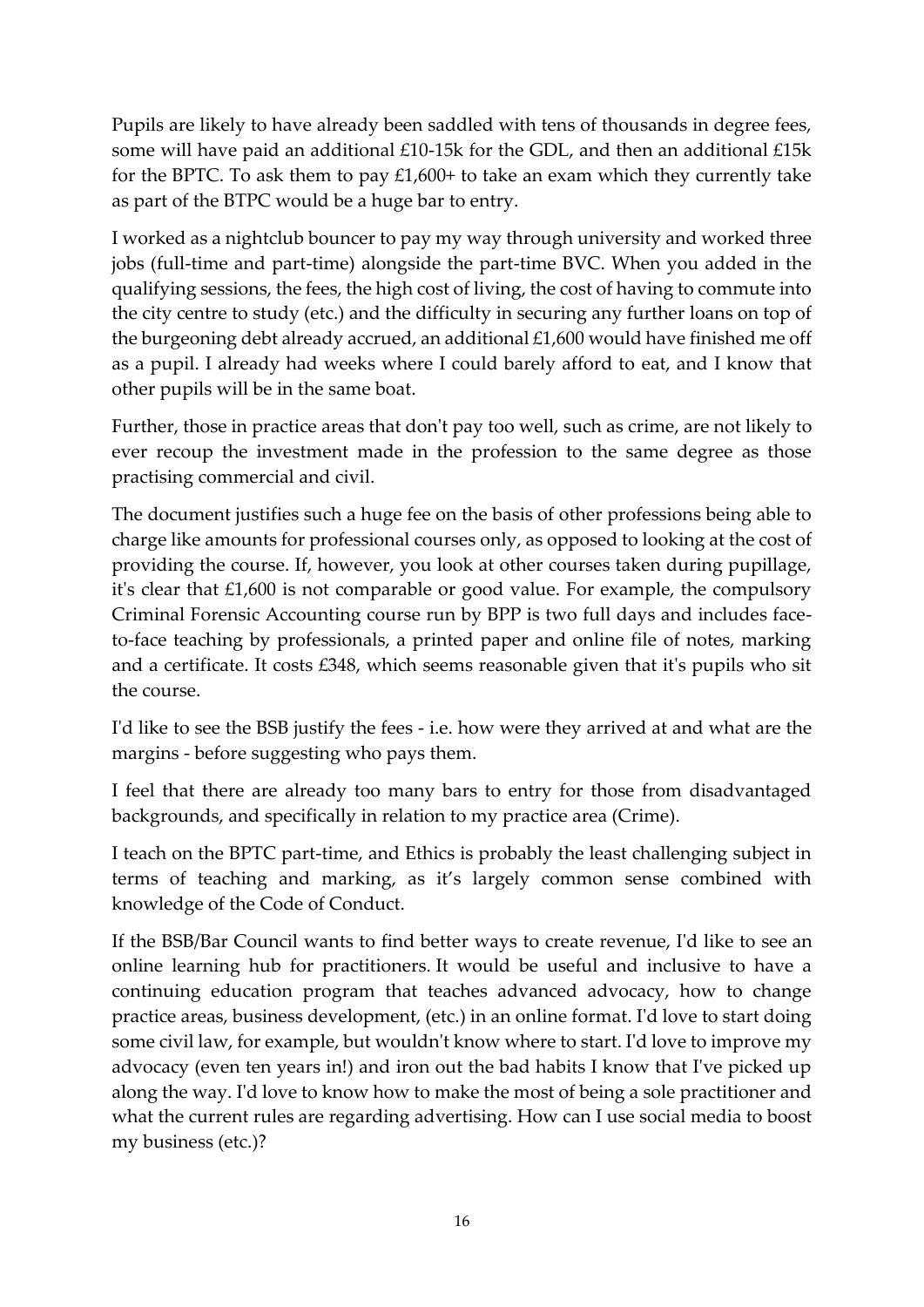Pupils are likely to have already been saddled with tens of thousands in degree fees, some will have paid an additional £10-15k for the GDL, and then an additional £15k for the BPTC. To ask them to pay £1,600+ to take an exam which they currently take as part of the BTPC would be a huge bar to entry.

I worked as a nightclub bouncer to pay my way through university and worked three jobs (full-time and part-time) alongside the part-time BVC. When you added in the qualifying sessions, the fees, the high cost of living, the cost of having to commute into the city centre to study (etc.) and the difficulty in securing any further loans on top of the burgeoning debt already accrued, an additional £1,600 would have finished me off as a pupil. I already had weeks where I could barely afford to eat, and I know that other pupils will be in the same boat.

Further, those in practice areas that don't pay too well, such as crime, are not likely to ever recoup the investment made in the profession to the same degree as those practising commercial and civil.

The document justifies such a huge fee on the basis of other professions being able to charge like amounts for professional courses only, as opposed to looking at the cost of providing the course. If, however, you look at other courses taken during pupillage, it's clear that £1,600 is not comparable or good value. For example, the compulsory Criminal Forensic Accounting course run by BPP is two full days and includes face-to-face teaching by professionals, a printed paper and online file of notes, marking and a certificate. It costs £348, which seems reasonable given that it's pupils who sit the course.

I'd like to see the BSB justify the fees - i.e. how were they arrived at and what are the margins - before suggesting who pays them.

I feel that there are already too many bars to entry for those from disadvantaged backgrounds, and specifically in relation to my practice area (Crime).

I teach on the BPTC part-time, and Ethics is probably the least challenging subject in terms of teaching and marking, as it's largely common sense combined with knowledge of the Code of Conduct.

If the BSB/Bar Council wants to find better ways to create revenue, I'd like to see an online learning hub for practitioners. It would be useful and inclusive to have a continuing education program that teaches advanced advocacy, how to change practice areas, business development, (etc.) in an online format. I'd love to start doing some civil law, for example, but wouldn't know where to start. I'd love to improve my advocacy (even ten years in!) and iron out the bad habits I know that I've picked up along the way. I'd love to know how to make the most of being a sole practitioner and what the current rules are regarding advertising. How can I use social media to boost my business (etc.)?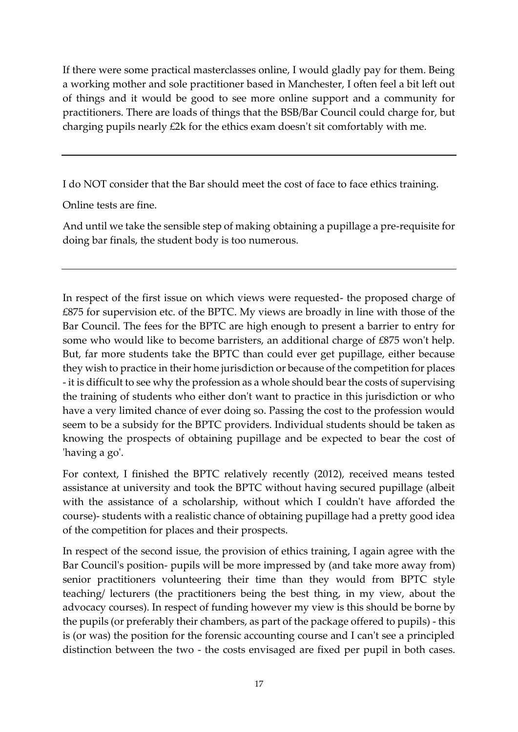If there were some practical masterclasses online, I would gladly pay for them. Being a working mother and sole practitioner based in Manchester, I often feel a bit left out of things and it would be good to see more online support and a community for practitioners. There are loads of things that the BSB/Bar Council could charge for, but charging pupils nearly £2k for the ethics exam doesn't sit comfortably with me.

---

I do NOT consider that the Bar should meet the cost of face to face ethics training.

Online tests are fine.

And until we take the sensible step of making obtaining a pupillage a pre-requisite for doing bar finals, the student body is too numerous.

---

In respect of the first issue on which views were requested- the proposed charge of £875 for supervision etc. of the BPTC. My views are broadly in line with those of the Bar Council. The fees for the BPTC are high enough to present a barrier to entry for some who would like to become barristers, an additional charge of £875 won't help. But, far more students take the BPTC than could ever get pupillage, either because they wish to practice in their home jurisdiction or because of the competition for places - it is difficult to see why the profession as a whole should bear the costs of supervising the training of students who either don't want to practice in this jurisdiction or who have a very limited chance of ever doing so. Passing the cost to the profession would seem to be a subsidy for the BPTC providers. Individual students should be taken as knowing the prospects of obtaining pupillage and be expected to bear the cost of 'having a go'.

For context, I finished the BPTC relatively recently (2012), received means tested assistance at university and took the BPTC without having secured pupillage (albeit with the assistance of a scholarship, without which I couldn't have afforded the course)- students with a realistic chance of obtaining pupillage had a pretty good idea of the competition for places and their prospects.

In respect of the second issue, the provision of ethics training, I again agree with the Bar Council's position- pupils will be more impressed by (and take more away from) senior practitioners volunteering their time than they would from BPTC style teaching/ lecturers (the practitioners being the best thing, in my view, about the advocacy courses). In respect of funding however my view is this should be borne by the pupils (or preferably their chambers, as part of the package offered to pupils) - this is (or was) the position for the forensic accounting course and I can't see a principled distinction between the two - the costs envisaged are fixed per pupil in both cases.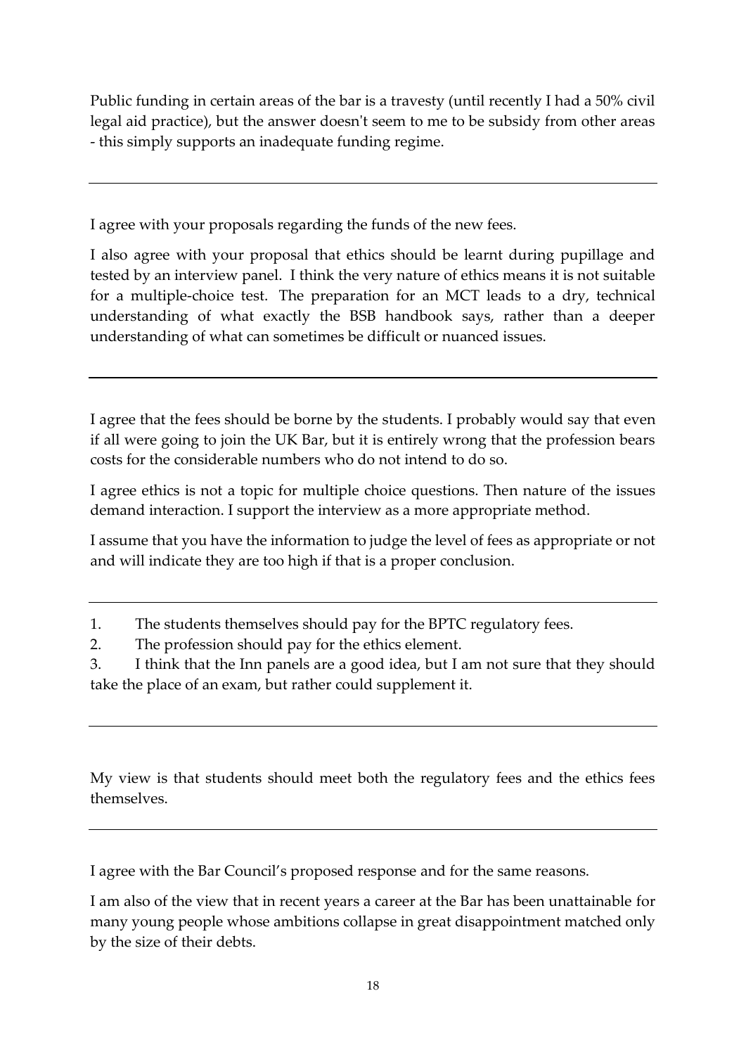Public funding in certain areas of the bar is a travesty (until recently I had a 50% civil legal aid practice), but the answer doesn't seem to me to be subsidy from other areas - this simply supports an inadequate funding regime.

---

I agree with your proposals regarding the funds of the new fees.

I also agree with your proposal that ethics should be learnt during pupillage and tested by an interview panel. I think the very nature of ethics means it is not suitable for a multiple-choice test. The preparation for an MCT leads to a dry, technical understanding of what exactly the BSB handbook says, rather than a deeper understanding of what can sometimes be difficult or nuanced issues.

---

I agree that the fees should be borne by the students. I probably would say that even if all were going to join the UK Bar, but it is entirely wrong that the profession bears costs for the considerable numbers who do not intend to do so.

I agree ethics is not a topic for multiple choice questions. Then nature of the issues demand interaction. I support the interview as a more appropriate method.

I assume that you have the information to judge the level of fees as appropriate or not and will indicate they are too high if that is a proper conclusion.

---

1. The students themselves should pay for the BPTC regulatory fees.
2. The profession should pay for the ethics element.
3. I think that the Inn panels are a good idea, but I am not sure that they should take the place of an exam, but rather could supplement it.

---

My view is that students should meet both the regulatory fees and the ethics fees themselves.

---

I agree with the Bar Council's proposed response and for the same reasons.

I am also of the view that in recent years a career at the Bar has been unattainable for many young people whose ambitions collapse in great disappointment matched only by the size of their debts.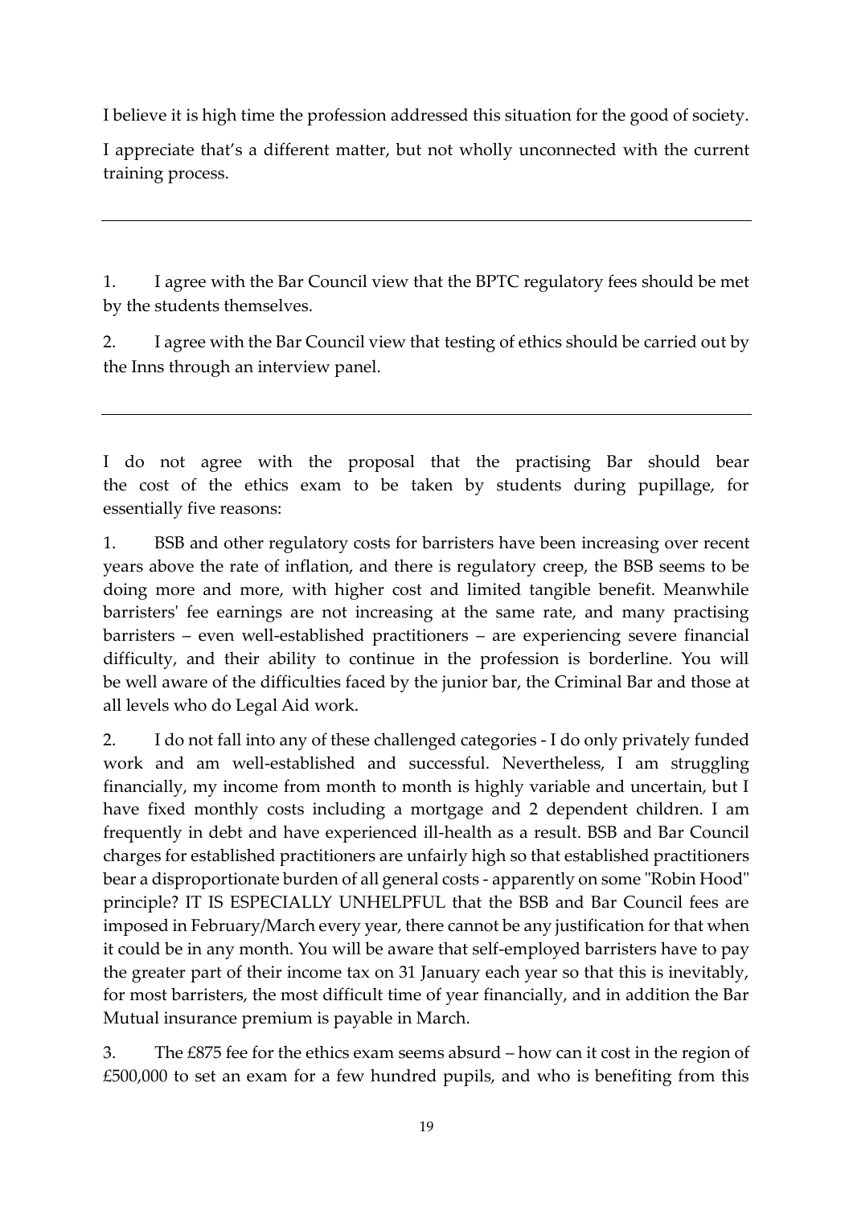I believe it is high time the profession addressed this situation for the good of society.

I appreciate that's a different matter, but not wholly unconnected with the current training process.

---

1. I agree with the Bar Council view that the BPTC regulatory fees should be met by the students themselves.

2. I agree with the Bar Council view that testing of ethics should be carried out by the Inns through an interview panel.

---

I do not agree with the proposal that the practising Bar should bear the cost of the ethics exam to be taken by students during pupillage, for essentially five reasons:

1. BSB and other regulatory costs for barristers have been increasing over recent years above the rate of inflation, and there is regulatory creep, the BSB seems to be doing more and more, with higher cost and limited tangible benefit. Meanwhile barristers' fee earnings are not increasing at the same rate, and many practising barristers – even well-established practitioners – are experiencing severe financial difficulty, and their ability to continue in the profession is borderline. You will be well aware of the difficulties faced by the junior bar, the Criminal Bar and those at all levels who do Legal Aid work.

2. I do not fall into any of these challenged categories - I do only privately funded work and am well-established and successful. Nevertheless, I am struggling financially, my income from month to month is highly variable and uncertain, but I have fixed monthly costs including a mortgage and 2 dependent children. I am frequently in debt and have experienced ill-health as a result. BSB and Bar Council charges for established practitioners are unfairly high so that established practitioners bear a disproportionate burden of all general costs - apparently on some "Robin Hood" principle? IT IS ESPECIALLY UNHELPFUL that the BSB and Bar Council fees are imposed in February/March every year, there cannot be any justification for that when it could be in any month. You will be aware that self-employed barristers have to pay the greater part of their income tax on 31 January each year so that this is inevitably, for most barristers, the most difficult time of year financially, and in addition the Bar Mutual insurance premium is payable in March.

3. The £875 fee for the ethics exam seems absurd – how can it cost in the region of £500,000 to set an exam for a few hundred pupils, and who is benefiting from this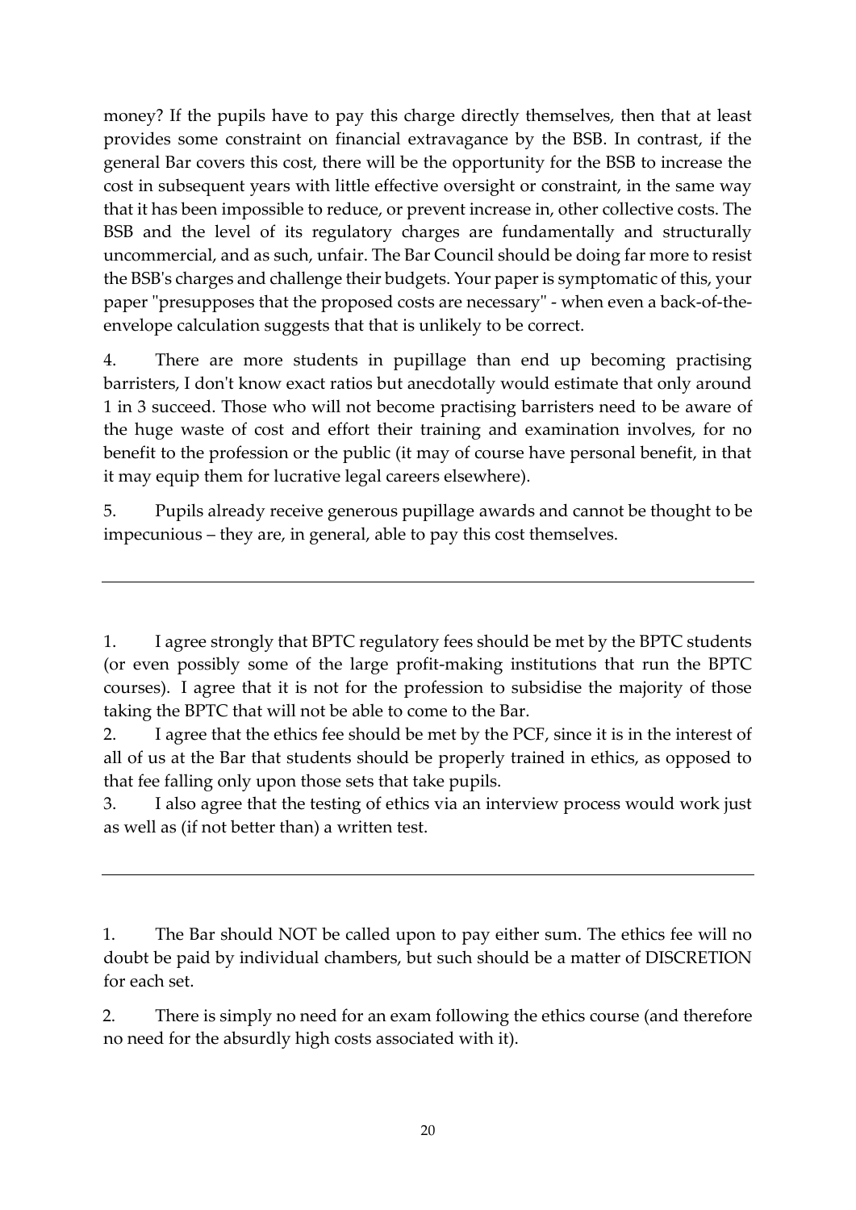money? If the pupils have to pay this charge directly themselves, then that at least provides some constraint on financial extravagance by the BSB. In contrast, if the general Bar covers this cost, there will be the opportunity for the BSB to increase the cost in subsequent years with little effective oversight or constraint, in the same way that it has been impossible to reduce, or prevent increase in, other collective costs. The BSB and the level of its regulatory charges are fundamentally and structurally uncommercial, and as such, unfair. The Bar Council should be doing far more to resist the BSB's charges and challenge their budgets. Your paper is symptomatic of this, your paper "presupposes that the proposed costs are necessary" - when even a back-of-the-envelope calculation suggests that that is unlikely to be correct.

4. There are more students in pupillage than end up becoming practising barristers, I don't know exact ratios but anecdotally would estimate that only around 1 in 3 succeed. Those who will not become practising barristers need to be aware of the huge waste of cost and effort their training and examination involves, for no benefit to the profession or the public (it may of course have personal benefit, in that it may equip them for lucrative legal careers elsewhere).

5. Pupils already receive generous pupillage awards and cannot be thought to be impecunious – they are, in general, able to pay this cost themselves.

---

1. I agree strongly that BPTC regulatory fees should be met by the BPTC students (or even possibly some of the large profit-making institutions that run the BPTC courses). I agree that it is not for the profession to subsidise the majority of those taking the BPTC that will not be able to come to the Bar.
2. I agree that the ethics fee should be met by the PCF, since it is in the interest of all of us at the Bar that students should be properly trained in ethics, as opposed to that fee falling only upon those sets that take pupils.
3. I also agree that the testing of ethics via an interview process would work just as well as (if not better than) a written test.

---

1. The Bar should NOT be called upon to pay either sum. The ethics fee will no doubt be paid by individual chambers, but such should be a matter of DISCRETION for each set.

2. There is simply no need for an exam following the ethics course (and therefore no need for the absurdly high costs associated with it).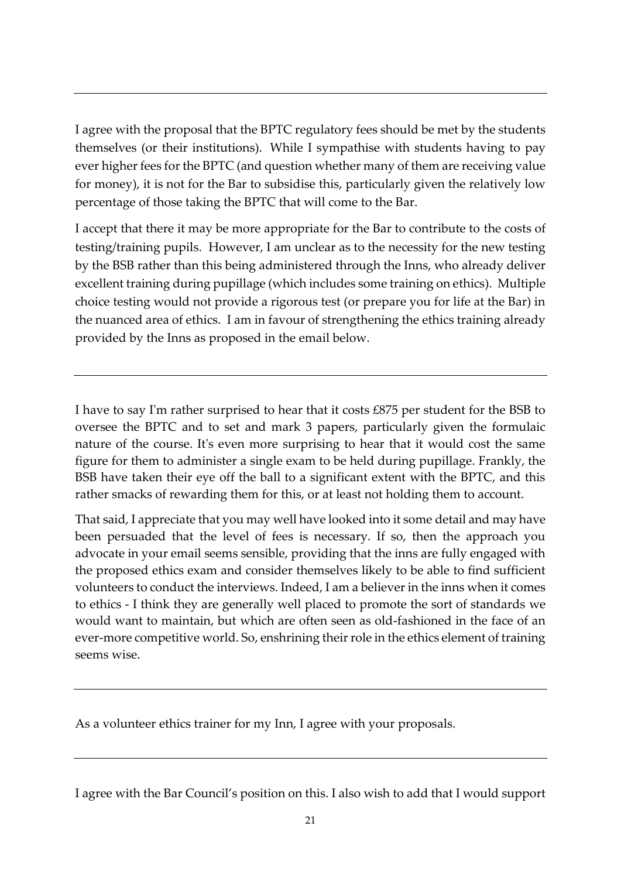---

I agree with the proposal that the BPTC regulatory fees should be met by the students themselves (or their institutions). While I sympathise with students having to pay ever higher fees for the BPTC (and question whether many of them are receiving value for money), it is not for the Bar to subsidise this, particularly given the relatively low percentage of those taking the BPTC that will come to the Bar.

I accept that there it may be more appropriate for the Bar to contribute to the costs of testing/training pupils. However, I am unclear as to the necessity for the new testing by the BSB rather than this being administered through the Inns, who already deliver excellent training during pupillage (which includes some training on ethics). Multiple choice testing would not provide a rigorous test (or prepare you for life at the Bar) in the nuanced area of ethics. I am in favour of strengthening the ethics training already provided by the Inns as proposed in the email below.

---

I have to say I'm rather surprised to hear that it costs £875 per student for the BSB to oversee the BPTC and to set and mark 3 papers, particularly given the formulaic nature of the course. It's even more surprising to hear that it would cost the same figure for them to administer a single exam to be held during pupillage. Frankly, the BSB have taken their eye off the ball to a significant extent with the BPTC, and this rather smacks of rewarding them for this, or at least not holding them to account.

That said, I appreciate that you may well have looked into it some detail and may have been persuaded that the level of fees is necessary. If so, then the approach you advocate in your email seems sensible, providing that the inns are fully engaged with the proposed ethics exam and consider themselves likely to be able to find sufficient volunteers to conduct the interviews. Indeed, I am a believer in the inns when it comes to ethics - I think they are generally well placed to promote the sort of standards we would want to maintain, but which are often seen as old-fashioned in the face of an ever-more competitive world. So, enshrining their role in the ethics element of training seems wise.

---

As a volunteer ethics trainer for my Inn, I agree with your proposals.

---

I agree with the Bar Council's position on this. I also wish to add that I would support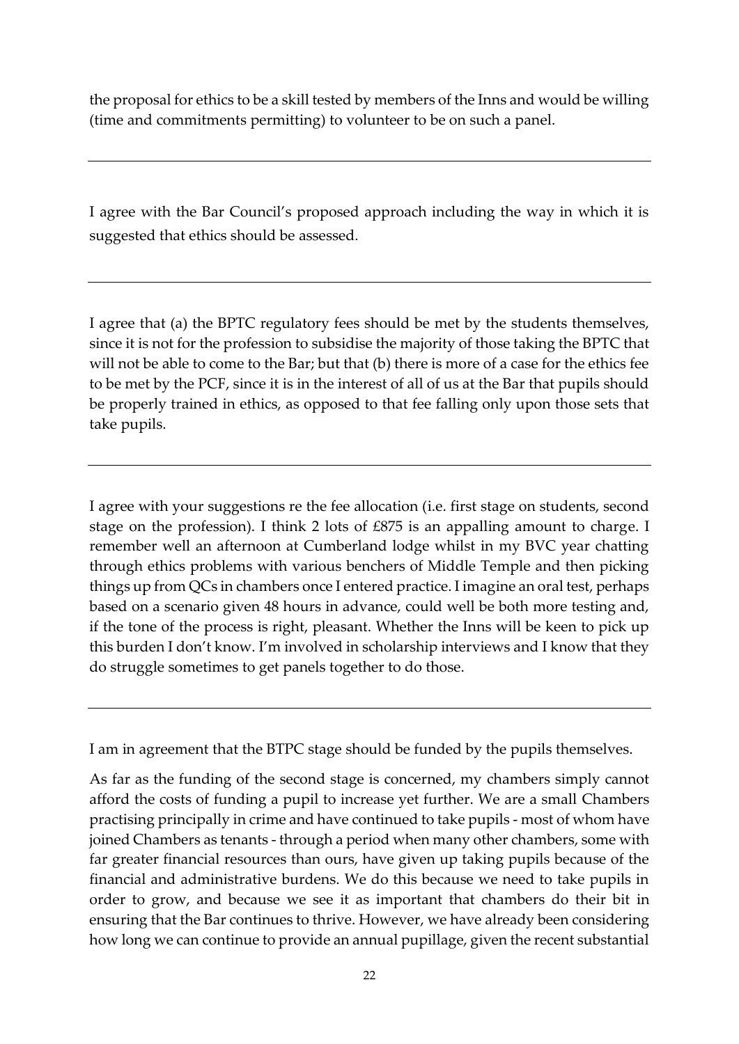the proposal for ethics to be a skill tested by members of the Inns and would be willing (time and commitments permitting) to volunteer to be on such a panel.

---

I agree with the Bar Council's proposed approach including the way in which it is suggested that ethics should be assessed.

---

I agree that (a) the BPTC regulatory fees should be met by the students themselves, since it is not for the profession to subsidise the majority of those taking the BPTC that will not be able to come to the Bar; but that (b) there is more of a case for the ethics fee to be met by the PCF, since it is in the interest of all of us at the Bar that pupils should be properly trained in ethics, as opposed to that fee falling only upon those sets that take pupils.

---

I agree with your suggestions re the fee allocation (i.e. first stage on students, second stage on the profession). I think 2 lots of £875 is an appalling amount to charge. I remember well an afternoon at Cumberland lodge whilst in my BVC year chatting through ethics problems with various benchers of Middle Temple and then picking things up from QCs in chambers once I entered practice. I imagine an oral test, perhaps based on a scenario given 48 hours in advance, could well be both more testing and, if the tone of the process is right, pleasant. Whether the Inns will be keen to pick up this burden I don't know. I'm involved in scholarship interviews and I know that they do struggle sometimes to get panels together to do those.

---

I am in agreement that the BTPC stage should be funded by the pupils themselves.

As far as the funding of the second stage is concerned, my chambers simply cannot afford the costs of funding a pupil to increase yet further. We are a small Chambers practising principally in crime and have continued to take pupils - most of whom have joined Chambers as tenants - through a period when many other chambers, some with far greater financial resources than ours, have given up taking pupils because of the financial and administrative burdens. We do this because we need to take pupils in order to grow, and because we see it as important that chambers do their bit in ensuring that the Bar continues to thrive. However, we have already been considering how long we can continue to provide an annual pupillage, given the recent substantial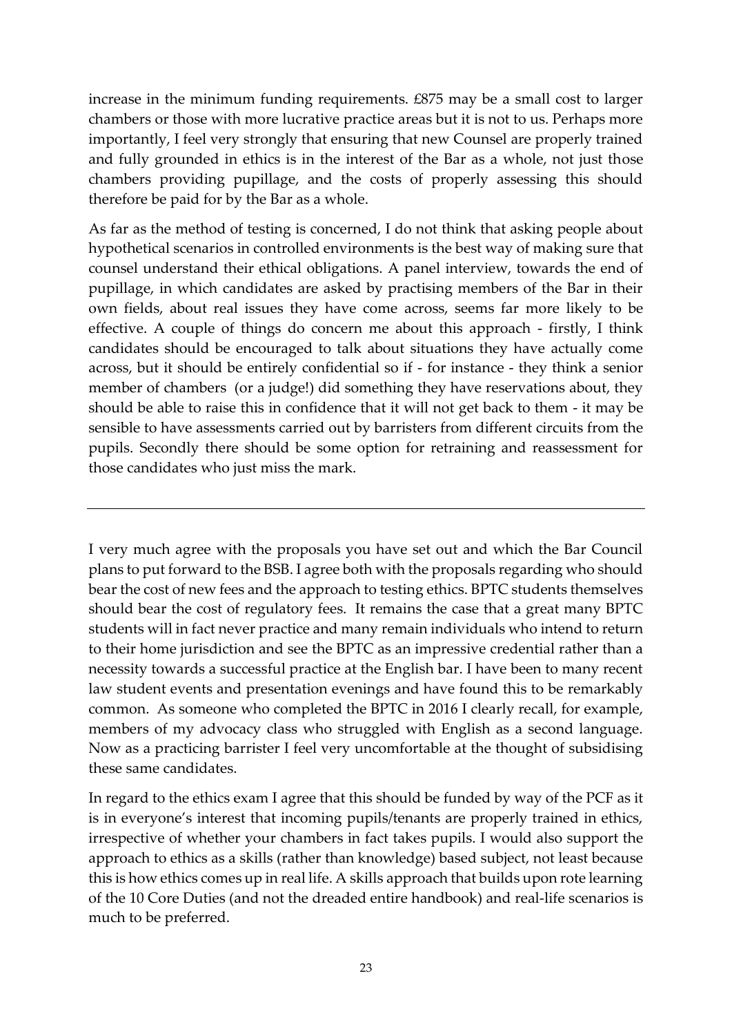increase in the minimum funding requirements. £875 may be a small cost to larger chambers or those with more lucrative practice areas but it is not to us. Perhaps more importantly, I feel very strongly that ensuring that new Counsel are properly trained and fully grounded in ethics is in the interest of the Bar as a whole, not just those chambers providing pupillage, and the costs of properly assessing this should therefore be paid for by the Bar as a whole.

As far as the method of testing is concerned, I do not think that asking people about hypothetical scenarios in controlled environments is the best way of making sure that counsel understand their ethical obligations. A panel interview, towards the end of pupillage, in which candidates are asked by practising members of the Bar in their own fields, about real issues they have come across, seems far more likely to be effective. A couple of things do concern me about this approach - firstly, I think candidates should be encouraged to talk about situations they have actually come across, but it should be entirely confidential so if - for instance - they think a senior member of chambers (or a judge!) did something they have reservations about, they should be able to raise this in confidence that it will not get back to them - it may be sensible to have assessments carried out by barristers from different circuits from the pupils. Secondly there should be some option for retraining and reassessment for those candidates who just miss the mark.

---

I very much agree with the proposals you have set out and which the Bar Council plans to put forward to the BSB. I agree both with the proposals regarding who should bear the cost of new fees and the approach to testing ethics. BPTC students themselves should bear the cost of regulatory fees. It remains the case that a great many BPTC students will in fact never practice and many remain individuals who intend to return to their home jurisdiction and see the BPTC as an impressive credential rather than a necessity towards a successful practice at the English bar. I have been to many recent law student events and presentation evenings and have found this to be remarkably common. As someone who completed the BPTC in 2016 I clearly recall, for example, members of my advocacy class who struggled with English as a second language. Now as a practicing barrister I feel very uncomfortable at the thought of subsidising these same candidates.

In regard to the ethics exam I agree that this should be funded by way of the PCF as it is in everyone's interest that incoming pupils/tenants are properly trained in ethics, irrespective of whether your chambers in fact takes pupils. I would also support the approach to ethics as a skills (rather than knowledge) based subject, not least because this is how ethics comes up in real life. A skills approach that builds upon rote learning of the 10 Core Duties (and not the dreaded entire handbook) and real-life scenarios is much to be preferred.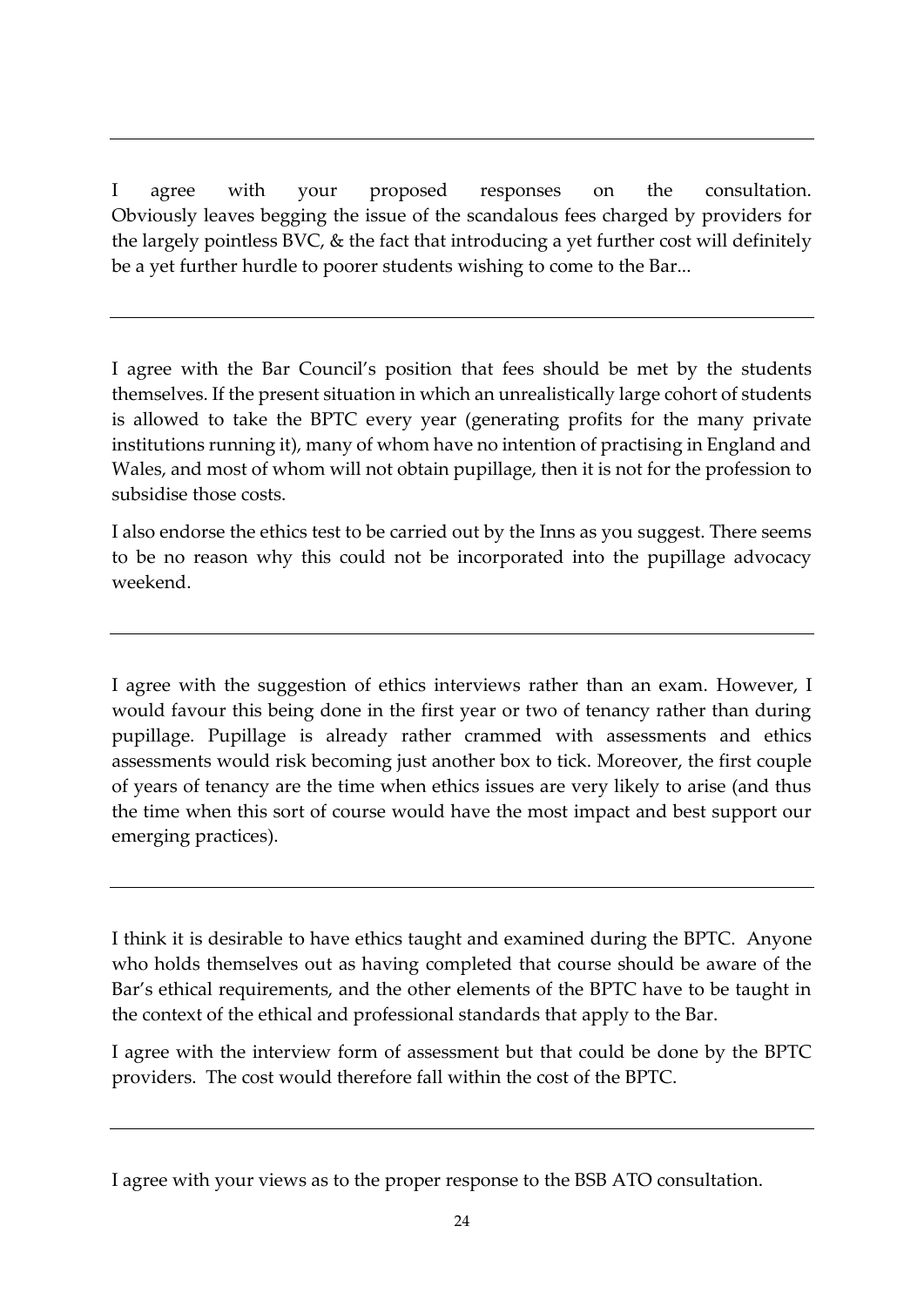---

I agree with your proposed responses on the consultation. Obviously leaves begging the issue of the scandalous fees charged by providers for the largely pointless BVC, & the fact that introducing a yet further cost will definitely be a yet further hurdle to poorer students wishing to come to the Bar...

---

I agree with the Bar Council's position that fees should be met by the students themselves. If the present situation in which an unrealistically large cohort of students is allowed to take the BPTC every year (generating profits for the many private institutions running it), many of whom have no intention of practising in England and Wales, and most of whom will not obtain pupillage, then it is not for the profession to subsidise those costs.

I also endorse the ethics test to be carried out by the Inns as you suggest. There seems to be no reason why this could not be incorporated into the pupillage advocacy weekend.

---

I agree with the suggestion of ethics interviews rather than an exam. However, I would favour this being done in the first year or two of tenancy rather than during pupillage. Pupillage is already rather crammed with assessments and ethics assessments would risk becoming just another box to tick. Moreover, the first couple of years of tenancy are the time when ethics issues are very likely to arise (and thus the time when this sort of course would have the most impact and best support our emerging practices).

---

I think it is desirable to have ethics taught and examined during the BPTC. Anyone who holds themselves out as having completed that course should be aware of the Bar's ethical requirements, and the other elements of the BPTC have to be taught in the context of the ethical and professional standards that apply to the Bar.

I agree with the interview form of assessment but that could be done by the BPTC providers. The cost would therefore fall within the cost of the BPTC.

---

I agree with your views as to the proper response to the BSB ATO consultation.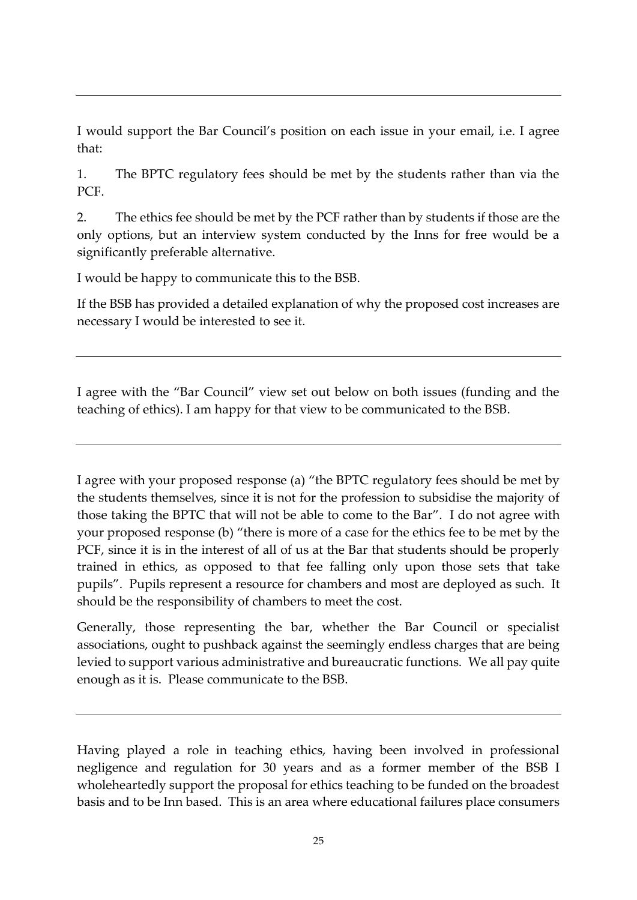---

I would support the Bar Council's position on each issue in your email, i.e. I agree that:

1. The BPTC regulatory fees should be met by the students rather than via the PCF.

2. The ethics fee should be met by the PCF rather than by students if those are the only options, but an interview system conducted by the Inns for free would be a significantly preferable alternative.

I would be happy to communicate this to the BSB.

If the BSB has provided a detailed explanation of why the proposed cost increases are necessary I would be interested to see it.

---

I agree with the "Bar Council" view set out below on both issues (funding and the teaching of ethics). I am happy for that view to be communicated to the BSB.

---

I agree with your proposed response (a) "the BPTC regulatory fees should be met by the students themselves, since it is not for the profession to subsidise the majority of those taking the BPTC that will not be able to come to the Bar". I do not agree with your proposed response (b) "there is more of a case for the ethics fee to be met by the PCF, since it is in the interest of all of us at the Bar that students should be properly trained in ethics, as opposed to that fee falling only upon those sets that take pupils". Pupils represent a resource for chambers and most are deployed as such. It should be the responsibility of chambers to meet the cost.

Generally, those representing the bar, whether the Bar Council or specialist associations, ought to pushback against the seemingly endless charges that are being levied to support various administrative and bureaucratic functions. We all pay quite enough as it is. Please communicate to the BSB.

---

Having played a role in teaching ethics, having been involved in professional negligence and regulation for 30 years and as a former member of the BSB I wholeheartedly support the proposal for ethics teaching to be funded on the broadest basis and to be Inn based. This is an area where educational failures place consumers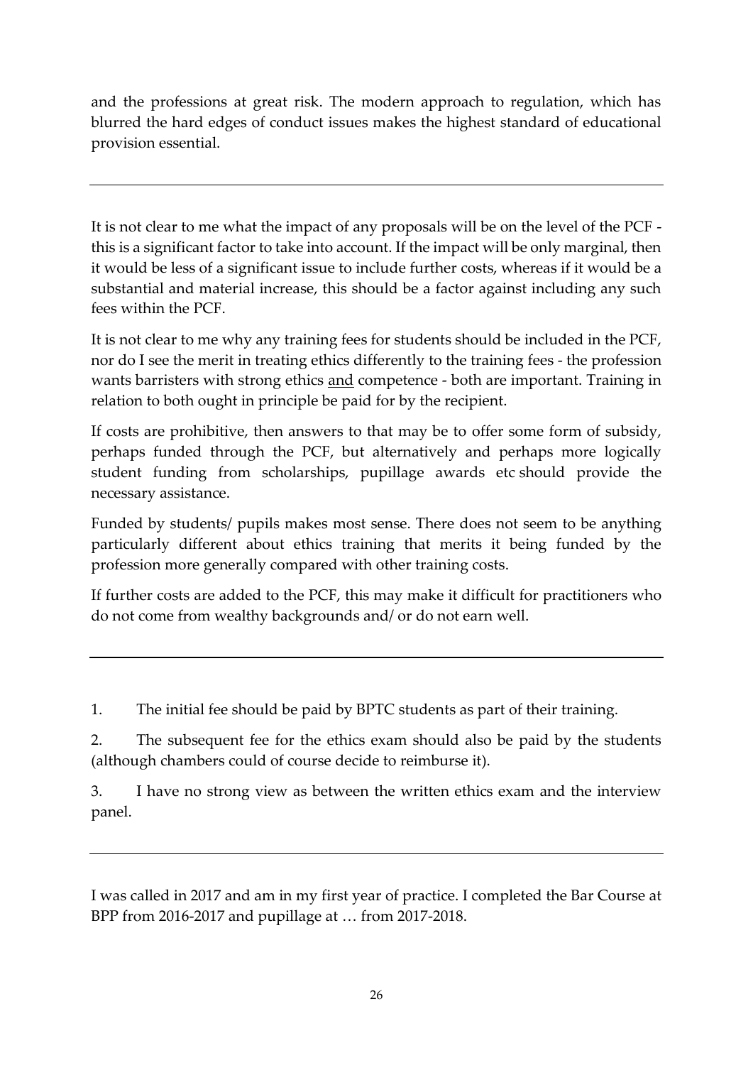and the professions at great risk. The modern approach to regulation, which has blurred the hard edges of conduct issues makes the highest standard of educational provision essential.

---

It is not clear to me what the impact of any proposals will be on the level of the PCF - this is a significant factor to take into account. If the impact will be only marginal, then it would be less of a significant issue to include further costs, whereas if it would be a substantial and material increase, this should be a factor against including any such fees within the PCF.

It is not clear to me why any training fees for students should be included in the PCF, nor do I see the merit in treating ethics differently to the training fees - the profession wants barristers with strong ethics <u>and</u> competence - both are important. Training in relation to both ought in principle be paid for by the recipient.

If costs are prohibitive, then answers to that may be to offer some form of subsidy, perhaps funded through the PCF, but alternatively and perhaps more logically student funding from scholarships, pupillage awards etc should provide the necessary assistance.

Funded by students/ pupils makes most sense. There does not seem to be anything particularly different about ethics training that merits it being funded by the profession more generally compared with other training costs.

If further costs are added to the PCF, this may make it difficult for practitioners who do not come from wealthy backgrounds and/ or do not earn well.

---

1. The initial fee should be paid by BPTC students as part of their training.

2. The subsequent fee for the ethics exam should also be paid by the students (although chambers could of course decide to reimburse it).

3. I have no strong view as between the written ethics exam and the interview panel.

---

I was called in 2017 and am in my first year of practice. I completed the Bar Course at BPP from 2016-2017 and pupillage at … from 2017-2018.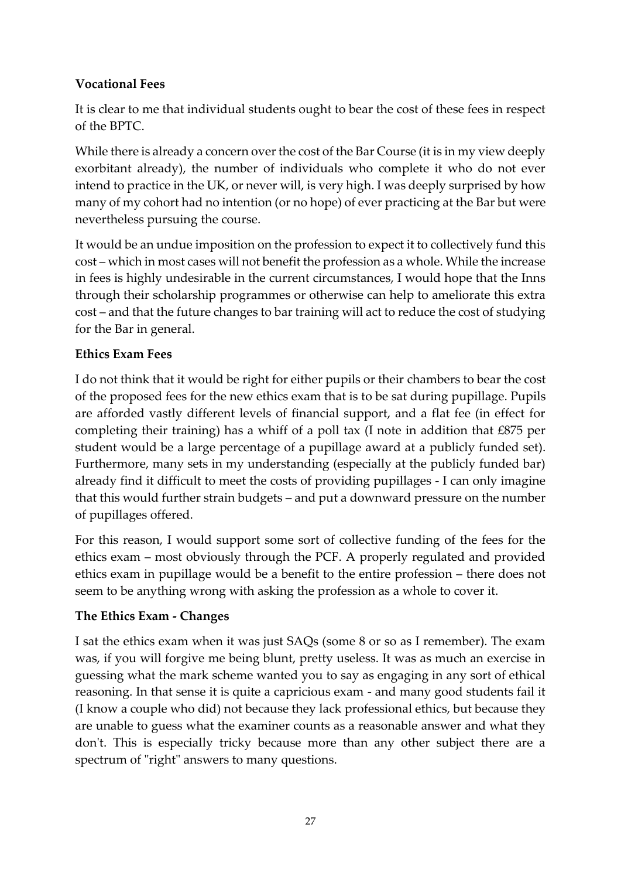**Vocational Fees**

It is clear to me that individual students ought to bear the cost of these fees in respect of the BPTC.

While there is already a concern over the cost of the Bar Course (it is in my view deeply exorbitant already), the number of individuals who complete it who do not ever intend to practice in the UK, or never will, is very high. I was deeply surprised by how many of my cohort had no intention (or no hope) of ever practicing at the Bar but were nevertheless pursuing the course.

It would be an undue imposition on the profession to expect it to collectively fund this cost – which in most cases will not benefit the profession as a whole. While the increase in fees is highly undesirable in the current circumstances, I would hope that the Inns through their scholarship programmes or otherwise can help to ameliorate this extra cost – and that the future changes to bar training will act to reduce the cost of studying for the Bar in general.

**Ethics Exam Fees**

I do not think that it would be right for either pupils or their chambers to bear the cost of the proposed fees for the new ethics exam that is to be sat during pupillage. Pupils are afforded vastly different levels of financial support, and a flat fee (in effect for completing their training) has a whiff of a poll tax (I note in addition that £875 per student would be a large percentage of a pupillage award at a publicly funded set). Furthermore, many sets in my understanding (especially at the publicly funded bar) already find it difficult to meet the costs of providing pupillages - I can only imagine that this would further strain budgets – and put a downward pressure on the number of pupillages offered.

For this reason, I would support some sort of collective funding of the fees for the ethics exam – most obviously through the PCF. A properly regulated and provided ethics exam in pupillage would be a benefit to the entire profession – there does not seem to be anything wrong with asking the profession as a whole to cover it.

**The Ethics Exam - Changes**

I sat the ethics exam when it was just SAQs (some 8 or so as I remember). The exam was, if you will forgive me being blunt, pretty useless. It was as much an exercise in guessing what the mark scheme wanted you to say as engaging in any sort of ethical reasoning. In that sense it is quite a capricious exam - and many good students fail it (I know a couple who did) not because they lack professional ethics, but because they are unable to guess what the examiner counts as a reasonable answer and what they don't. This is especially tricky because more than any other subject there are a spectrum of "right" answers to many questions.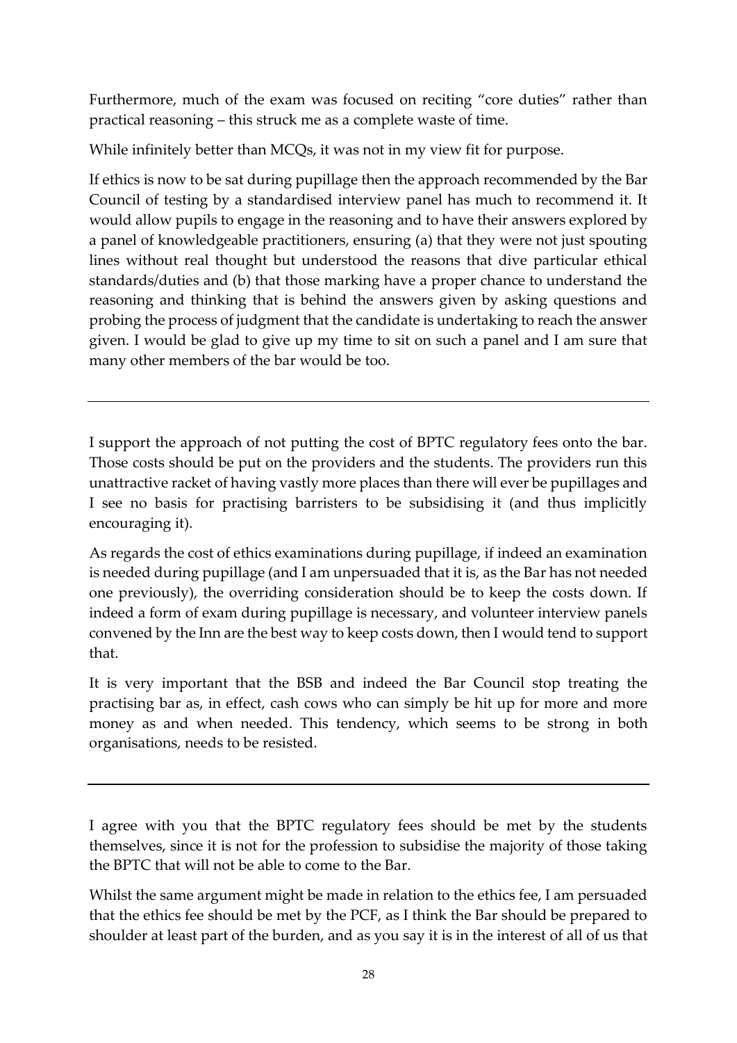Furthermore, much of the exam was focused on reciting "core duties" rather than practical reasoning – this struck me as a complete waste of time.

While infinitely better than MCQs, it was not in my view fit for purpose.

If ethics is now to be sat during pupillage then the approach recommended by the Bar Council of testing by a standardised interview panel has much to recommend it. It would allow pupils to engage in the reasoning and to have their answers explored by a panel of knowledgeable practitioners, ensuring (a) that they were not just spouting lines without real thought but understood the reasons that dive particular ethical standards/duties and (b) that those marking have a proper chance to understand the reasoning and thinking that is behind the answers given by asking questions and probing the process of judgment that the candidate is undertaking to reach the answer given. I would be glad to give up my time to sit on such a panel and I am sure that many other members of the bar would be too.

---

I support the approach of not putting the cost of BPTC regulatory fees onto the bar. Those costs should be put on the providers and the students. The providers run this unattractive racket of having vastly more places than there will ever be pupillages and I see no basis for practising barristers to be subsidising it (and thus implicitly encouraging it).

As regards the cost of ethics examinations during pupillage, if indeed an examination is needed during pupillage (and I am unpersuaded that it is, as the Bar has not needed one previously), the overriding consideration should be to keep the costs down. If indeed a form of exam during pupillage is necessary, and volunteer interview panels convened by the Inn are the best way to keep costs down, then I would tend to support that.

It is very important that the BSB and indeed the Bar Council stop treating the practising bar as, in effect, cash cows who can simply be hit up for more and more money as and when needed. This tendency, which seems to be strong in both organisations, needs to be resisted.

---

I agree with you that the BPTC regulatory fees should be met by the students themselves, since it is not for the profession to subsidise the majority of those taking the BPTC that will not be able to come to the Bar.

Whilst the same argument might be made in relation to the ethics fee, I am persuaded that the ethics fee should be met by the PCF, as I think the Bar should be prepared to shoulder at least part of the burden, and as you say it is in the interest of all of us that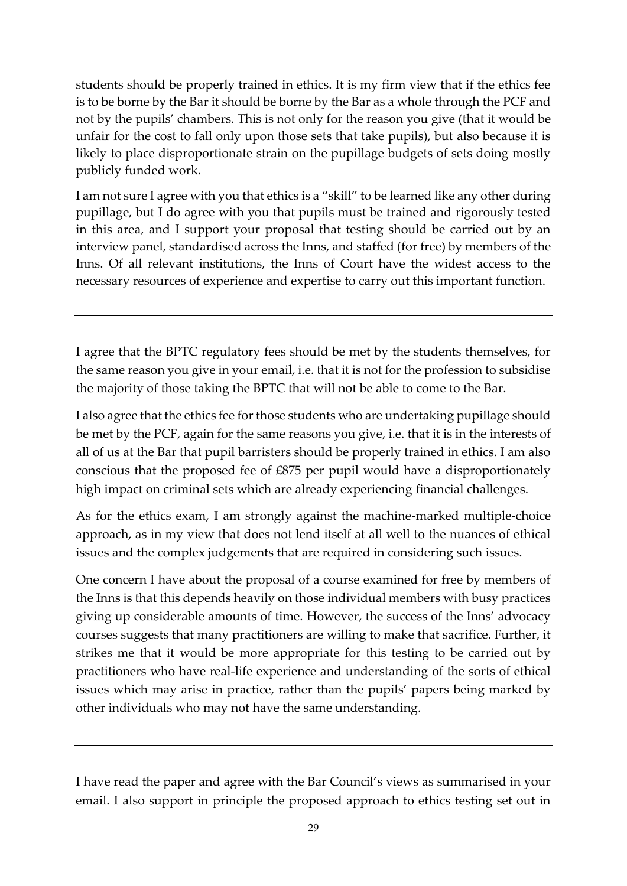students should be properly trained in ethics. It is my firm view that if the ethics fee is to be borne by the Bar it should be borne by the Bar as a whole through the PCF and not by the pupils' chambers. This is not only for the reason you give (that it would be unfair for the cost to fall only upon those sets that take pupils), but also because it is likely to place disproportionate strain on the pupillage budgets of sets doing mostly publicly funded work.

I am not sure I agree with you that ethics is a "skill" to be learned like any other during pupillage, but I do agree with you that pupils must be trained and rigorously tested in this area, and I support your proposal that testing should be carried out by an interview panel, standardised across the Inns, and staffed (for free) by members of the Inns. Of all relevant institutions, the Inns of Court have the widest access to the necessary resources of experience and expertise to carry out this important function.

---

I agree that the BPTC regulatory fees should be met by the students themselves, for the same reason you give in your email, i.e. that it is not for the profession to subsidise the majority of those taking the BPTC that will not be able to come to the Bar.

I also agree that the ethics fee for those students who are undertaking pupillage should be met by the PCF, again for the same reasons you give, i.e. that it is in the interests of all of us at the Bar that pupil barristers should be properly trained in ethics. I am also conscious that the proposed fee of £875 per pupil would have a disproportionately high impact on criminal sets which are already experiencing financial challenges.

As for the ethics exam, I am strongly against the machine-marked multiple-choice approach, as in my view that does not lend itself at all well to the nuances of ethical issues and the complex judgements that are required in considering such issues.

One concern I have about the proposal of a course examined for free by members of the Inns is that this depends heavily on those individual members with busy practices giving up considerable amounts of time. However, the success of the Inns' advocacy courses suggests that many practitioners are willing to make that sacrifice. Further, it strikes me that it would be more appropriate for this testing to be carried out by practitioners who have real-life experience and understanding of the sorts of ethical issues which may arise in practice, rather than the pupils' papers being marked by other individuals who may not have the same understanding.

---

I have read the paper and agree with the Bar Council's views as summarised in your email. I also support in principle the proposed approach to ethics testing set out in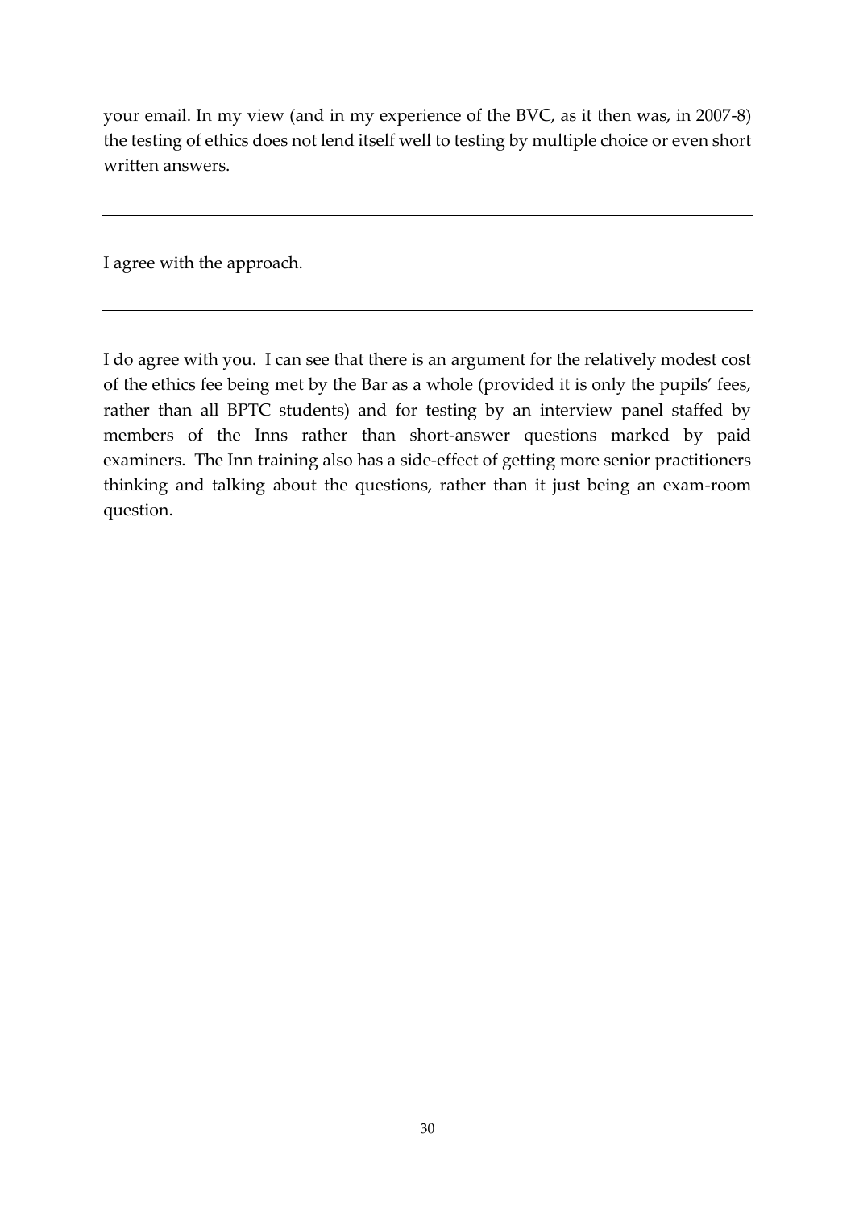your email. In my view (and in my experience of the BVC, as it then was, in 2007-8) the testing of ethics does not lend itself well to testing by multiple choice or even short written answers.

---

I agree with the approach.

---

I do agree with you. I can see that there is an argument for the relatively modest cost of the ethics fee being met by the Bar as a whole (provided it is only the pupils' fees, rather than all BPTC students) and for testing by an interview panel staffed by members of the Inns rather than short-answer questions marked by paid examiners. The Inn training also has a side-effect of getting more senior practitioners thinking and talking about the questions, rather than it just being an exam-room question.